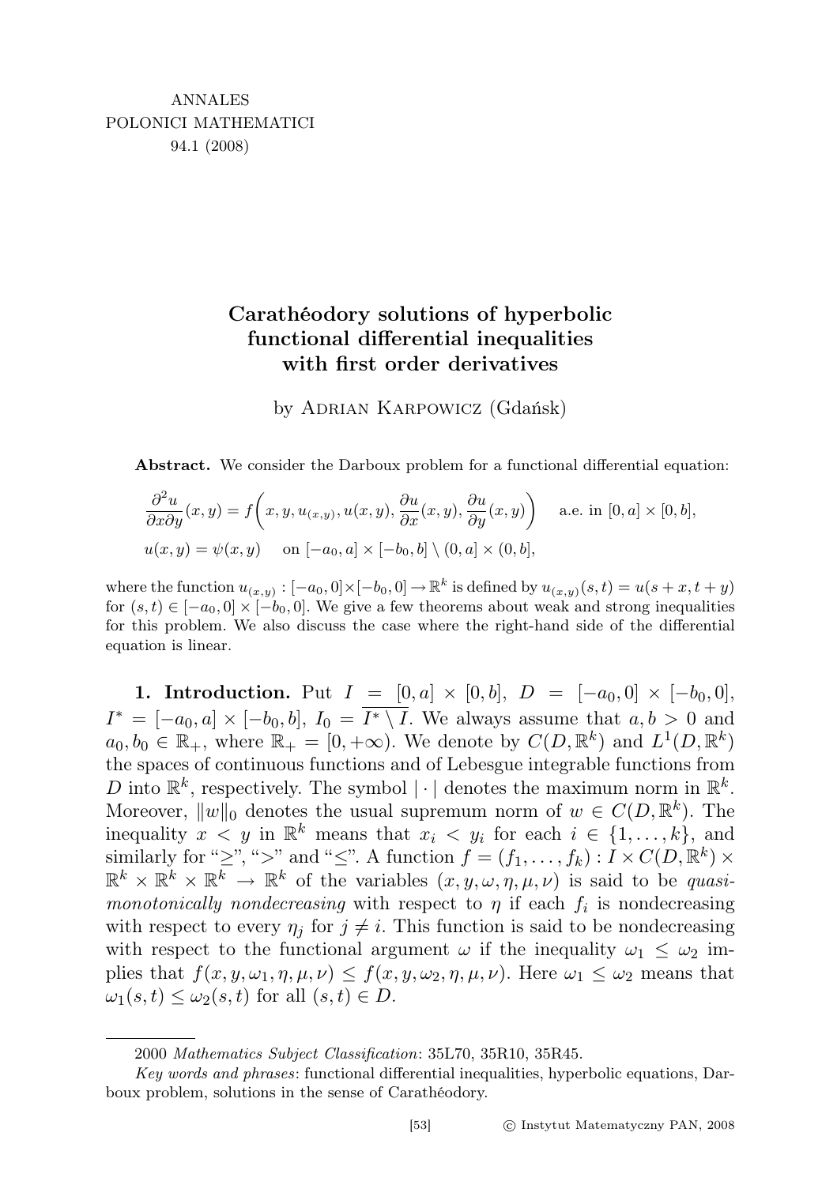# Carathéodory solutions of hyperbolic functional differential inequalities with first order derivatives

by Adrian Karpowicz (Gdańsk)

**Abstract.** We consider the Darboux problem for a functional differential equation:

$$\frac{\partial^2 u}{\partial x \partial y}(x,y) = f\left(x, y, u_{(x,y)}, u(x,y), \frac{\partial u}{\partial x}(x,y), \frac{\partial u}{\partial y}(x,y)\right) \quad \text{a.e. in } [0,a] \times [0,b],$$

$$u(x,y) = \psi(x,y) \quad \text{on } [-a_0,a] \times [-b_0,b] \setminus (0,a] \times (0,b],$$

where the function $u_{(x,y)} : [-a_0,0] \times [-b_0,0] \to \mathbb{R}^k$ is defined by $u_{(x,y)}(s,t) = u(s+x,t+y)$ for $(s,t) \in [-a_0,0] \times [-b_0,0]$. We give a few theorems about weak and strong inequalities for this problem. We also discuss the case where the right-hand side of the differential equation is linear.

**1. Introduction.** Put $I = [0,a] \times [0,b]$, $D = [-a_0,0] \times [-b_0,0]$, $I^* = [-a_0,a] \times [-b_0,b]$, $I_0 = \overline{I^* \setminus I}$. We always assume that $a,b > 0$ and $a_0, b_0 \in \mathbb{R}_+$, where $\mathbb{R}_+ = [0,+\infty)$. We denote by $C(D,\mathbb{R}^k)$ and $L^1(D,\mathbb{R}^k)$ the spaces of continuous functions and of Lebesgue integrable functions from $D$ into $\mathbb{R}^k$, respectively. The symbol $|\cdot|$ denotes the maximum norm in $\mathbb{R}^k$. Moreover, $\|w\|_0$ denotes the usual supremum norm of $w \in C(D,\mathbb{R}^k)$. The inequality $x < y$ in $\mathbb{R}^k$ means that $x_i < y_i$ for each $i \in \{1,\ldots,k\}$, and similarly for "$\geq$", "$>$" and "$\leq$". A function $f = (f_1,\ldots,f_k) : I \times C(D,\mathbb{R}^k) \times \mathbb{R}^k \times \mathbb{R}^k \times \mathbb{R}^k \to \mathbb{R}^k$ of the variables $(x,y,\omega,\eta,\mu,\nu)$ is said to be *quasi-monotonically nondecreasing* with respect to $\eta$ if each $f_i$ is nondecreasing with respect to every $\eta_j$ for $j \neq i$. This function is said to be nondecreasing with respect to the functional argument $\omega$ if the inequality $\omega_1 \leq \omega_2$ implies that $f(x,y,\omega_1,\eta,\mu,\nu) \leq f(x,y,\omega_2,\eta,\mu,\nu)$. Here $\omega_1 \leq \omega_2$ means that $\omega_1(s,t) \leq \omega_2(s,t)$ for all $(s,t) \in D$.

---

2000 *Mathematics Subject Classification*: 35L70, 35R10, 35R45.

*Key words and phrases*: functional differential inequalities, hyperbolic equations, Darboux problem, solutions in the sense of Carathéodory.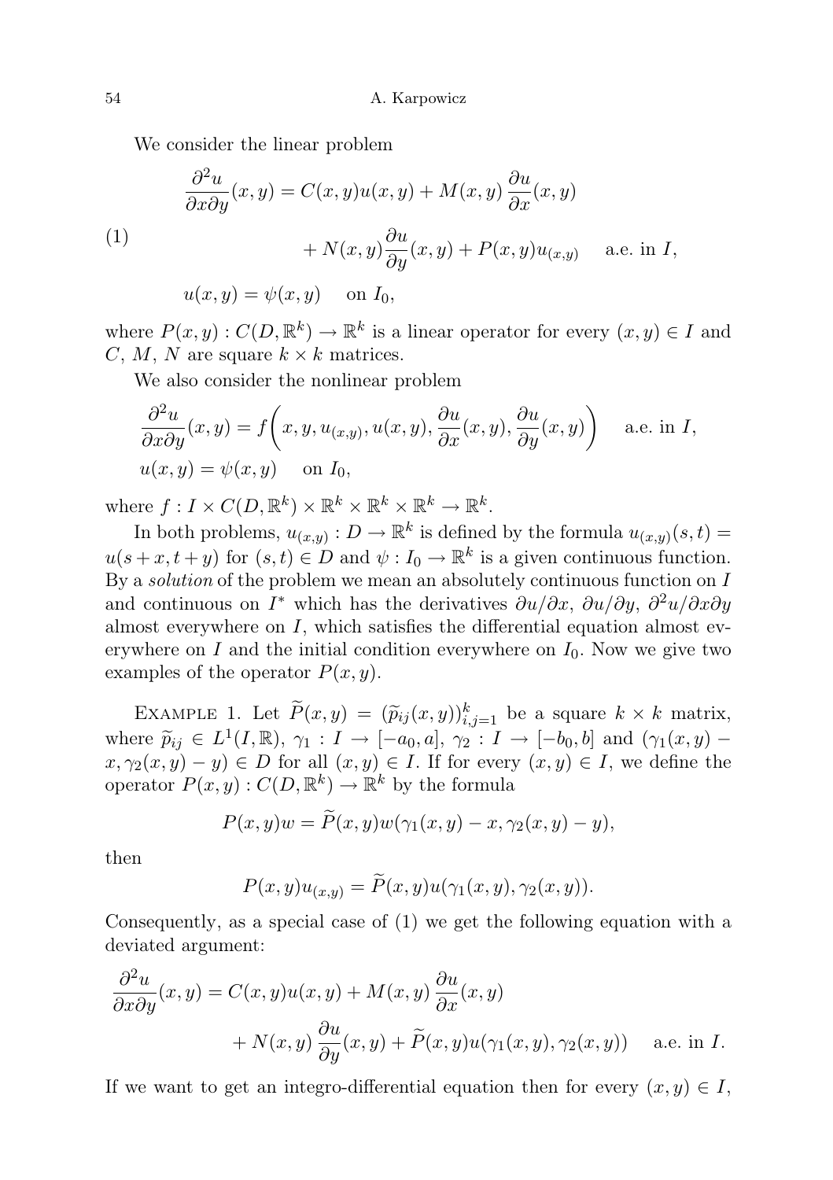We consider the linear problem

$$
\begin{aligned}
\frac{\partial^2 u}{\partial x \partial y}(x,y) &= C(x,y)u(x,y) + M(x,y)\,\frac{\partial u}{\partial x}(x,y) \\
&\qquad + N(x,y)\frac{\partial u}{\partial y}(x,y) + P(x,y)u_{(x,y)} \quad \text{ a.e. in } I, \\
u(x,y) &= \psi(x,y) \quad \text{ on } I_0,
\end{aligned}
\tag{1}
$$

where $P(x,y) : C(D,\mathbb{R}^k) \to \mathbb{R}^k$ is a linear operator for every $(x,y) \in I$ and $C$, $M$, $N$ are square $k \times k$ matrices.

We also consider the nonlinear problem

$$
\begin{aligned}
&\frac{\partial^2 u}{\partial x \partial y}(x,y) = f\bigg(x, y, u_{(x,y)}, u(x,y), \frac{\partial u}{\partial x}(x,y), \frac{\partial u}{\partial y}(x,y)\bigg) \quad \text{ a.e. in } I, \\
&u(x,y) = \psi(x,y) \quad \text{ on } I_0,
\end{aligned}
$$

where $f : I \times C(D,\mathbb{R}^k) \times \mathbb{R}^k \times \mathbb{R}^k \times \mathbb{R}^k \to \mathbb{R}^k$.

In both problems, $u_{(x,y)} : D \to \mathbb{R}^k$ is defined by the formula $u_{(x,y)}(s,t) = u(s+x, t+y)$ for $(s,t) \in D$ and $\psi : I_0 \to \mathbb{R}^k$ is a given continuous function. By a *solution* of the problem we mean an absolutely continuous function on $I$ and continuous on $I^*$ which has the derivatives $\partial u/\partial x$, $\partial u/\partial y$, $\partial^2 u/\partial x \partial y$ almost everywhere on $I$, which satisfies the differential equation almost everywhere on $I$ and the initial condition everywhere on $I_0$. Now we give two examples of the operator $P(x,y)$.

Example 1. Let $\widetilde{P}(x,y) = (\widetilde{p}_{ij}(x,y))_{i,j=1}^{k}$ be a square $k \times k$ matrix, where $\widetilde{p}_{ij} \in L^1(I,\mathbb{R})$, $\gamma_1 : I \to [-a_0, a]$, $\gamma_2 : I \to [-b_0, b]$ and $(\gamma_1(x,y) - x, \gamma_2(x,y) - y) \in D$ for all $(x,y) \in I$. If for every $(x,y) \in I$, we define the operator $P(x,y) : C(D,\mathbb{R}^k) \to \mathbb{R}^k$ by the formula

$$
P(x,y)w = \widetilde{P}(x,y)w(\gamma_1(x,y) - x, \gamma_2(x,y) - y),
$$

then

$$
P(x,y)u_{(x,y)} = \widetilde{P}(x,y)u(\gamma_1(x,y), \gamma_2(x,y)).
$$

Consequently, as a special case of (1) we get the following equation with a deviated argument:

$$
\begin{aligned}
\frac{\partial^2 u}{\partial x \partial y}(x,y) &= C(x,y)u(x,y) + M(x,y)\,\frac{\partial u}{\partial x}(x,y) \\
&\qquad + N(x,y)\,\frac{\partial u}{\partial y}(x,y) + \widetilde{P}(x,y)u(\gamma_1(x,y), \gamma_2(x,y)) \quad \text{ a.e. in } I.
\end{aligned}
$$

If we want to get an integro-differential equation then for every $(x,y) \in I$,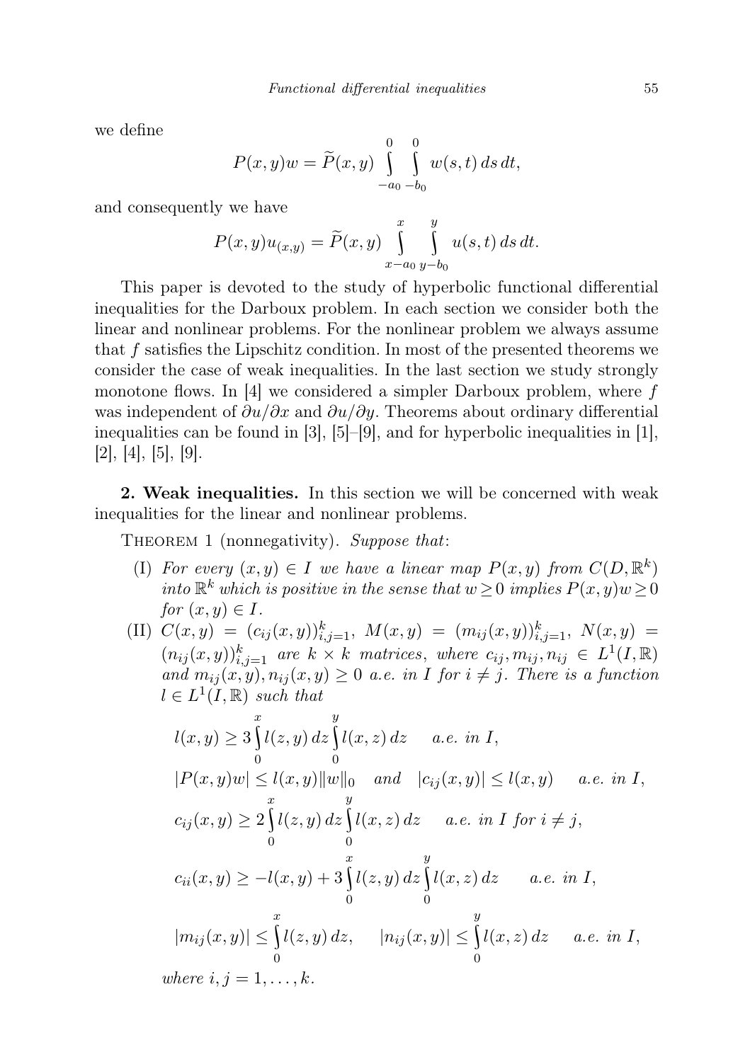we define

$$P(x,y)w = \widetilde{P}(x,y) \int_{-a_0}^{0} \int_{-b_0}^{0} w(s,t)\, ds\, dt,$$

and consequently we have

$$P(x,y)u_{(x,y)} = \widetilde{P}(x,y) \int_{x-a_0}^{x} \int_{y-b_0}^{y} u(s,t)\, ds\, dt.$$

This paper is devoted to the study of hyperbolic functional differential inequalities for the Darboux problem. In each section we consider both the linear and nonlinear problems. For the nonlinear problem we always assume that $f$ satisfies the Lipschitz condition. In most of the presented theorems we consider the case of weak inequalities. In the last section we study strongly monotone flows. In [4] we considered a simpler Darboux problem, where $f$ was independent of $\partial u/\partial x$ and $\partial u/\partial y$. Theorems about ordinary differential inequalities can be found in [3], [5]–[9], and for hyperbolic inequalities in [1], [2], [4], [5], [9].

**2. Weak inequalities.** In this section we will be concerned with weak inequalities for the linear and nonlinear problems.

THEOREM 1 (nonnegativity). *Suppose that*:

(I) *For every $(x,y) \in I$ we have a linear map $P(x,y)$ from $C(D,\mathbb{R}^k)$ into $\mathbb{R}^k$ which is positive in the sense that $w \geq 0$ implies $P(x,y)w \geq 0$ for $(x,y) \in I$.*

(II) *$C(x,y) = (c_{ij}(x,y))_{i,j=1}^k$, $M(x,y) = (m_{ij}(x,y))_{i,j=1}^k$, $N(x,y) = (n_{ij}(x,y))_{i,j=1}^k$ are $k \times k$ matrices, where $c_{ij}, m_{ij}, n_{ij} \in L^1(I,\mathbb{R})$ and $m_{ij}(x,y), n_{ij}(x,y) \geq 0$ a.e. in $I$ for $i \neq j$. There is a function $l \in L^1(I,\mathbb{R})$ such that*

$$l(x,y) \geq 3 \int_0^x l(z,y)\, dz \int_0^y l(x,z)\, dz \quad \text{a.e. in } I,$$

$$|P(x,y)w| \leq l(x,y)\|w\|_0 \quad \text{and} \quad |c_{ij}(x,y)| \leq l(x,y) \quad \text{a.e. in } I,$$

$$c_{ij}(x,y) \geq 2 \int_0^x l(z,y)\, dz \int_0^y l(x,z)\, dz \quad \text{a.e. in } I \text{ for } i \neq j,$$

$$c_{ii}(x,y) \geq -l(x,y) + 3 \int_0^x l(z,y)\, dz \int_0^y l(x,z)\, dz \quad \text{a.e. in } I,$$

$$|m_{ij}(x,y)| \leq \int_0^x l(z,y)\, dz, \quad |n_{ij}(x,y)| \leq \int_0^y l(x,z)\, dz \quad \text{a.e. in } I,$$

*where $i,j = 1,\ldots,k$.*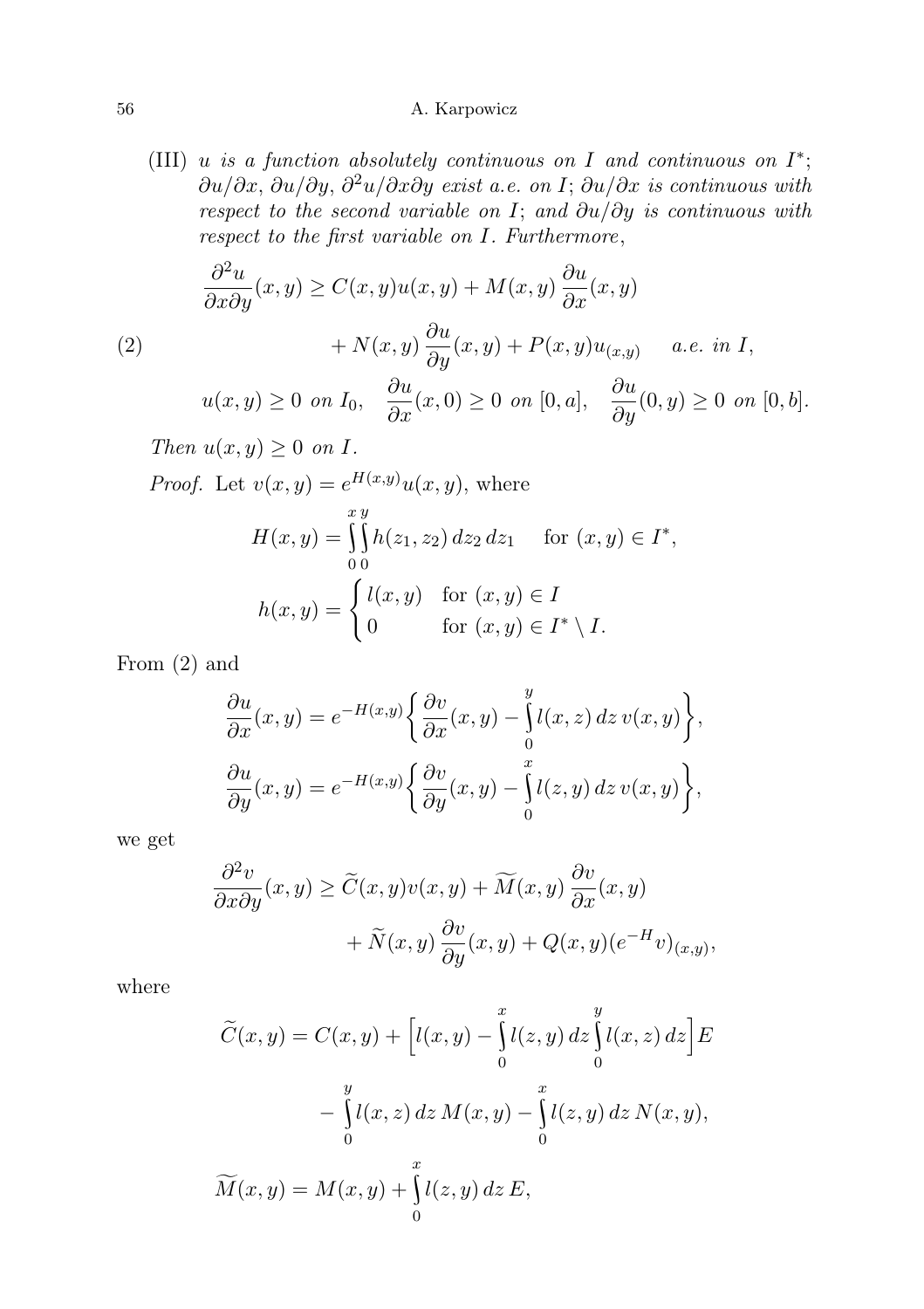(III) *$u$ is a function absolutely continuous on $I$ and continuous on $I^*$; $\partial u/\partial x$, $\partial u/\partial y$, $\partial^2 u/\partial x \partial y$ exist a.e. on $I$; $\partial u/\partial x$ is continuous with respect to the second variable on $I$; and $\partial u/\partial y$ is continuous with respect to the first variable on $I$. Furthermore,*

$$\frac{\partial^2 u}{\partial x \partial y}(x,y) \geq C(x,y)u(x,y) + M(x,y)\,\frac{\partial u}{\partial x}(x,y) \tag{2}$$
$$+ N(x,y)\,\frac{\partial u}{\partial y}(x,y) + P(x,y)u_{(x,y)} \quad \text{a.e. in } I,$$
$$u(x,y) \geq 0 \text{ on } I_0, \quad \frac{\partial u}{\partial x}(x,0) \geq 0 \text{ on } [0,a], \quad \frac{\partial u}{\partial y}(0,y) \geq 0 \text{ on } [0,b].$$

*Then $u(x,y) \geq 0$ on $I$.*

*Proof.* Let $v(x,y) = e^{H(x,y)}u(x,y)$, where

$$H(x,y) = \int_0^x \int_0^y h(z_1,z_2)\,dz_2\,dz_1 \quad \text{for } (x,y) \in I^*,$$
$$h(x,y) = \begin{cases} l(x,y) & \text{for } (x,y) \in I \\ 0 & \text{for } (x,y) \in I^* \setminus I. \end{cases}$$

From (2) and

$$\frac{\partial u}{\partial x}(x,y) = e^{-H(x,y)}\bigg\{\frac{\partial v}{\partial x}(x,y) - \int_0^y l(x,z)\,dz\,v(x,y)\bigg\},$$
$$\frac{\partial u}{\partial y}(x,y) = e^{-H(x,y)}\bigg\{\frac{\partial v}{\partial y}(x,y) - \int_0^x l(z,y)\,dz\,v(x,y)\bigg\},$$

we get

$$\frac{\partial^2 v}{\partial x \partial y}(x,y) \geq \widetilde{C}(x,y)v(x,y) + \widetilde{M}(x,y)\,\frac{\partial v}{\partial x}(x,y)$$
$$+ \widetilde{N}(x,y)\,\frac{\partial v}{\partial y}(x,y) + Q(x,y)(e^{-H}v)_{(x,y)},$$

where

$$\widetilde{C}(x,y) = C(x,y) + \Big[l(x,y) - \int_0^x l(z,y)\,dz \int_0^y l(x,z)\,dz\Big]E$$
$$- \int_0^y l(x,z)\,dz\,M(x,y) - \int_0^x l(z,y)\,dz\,N(x,y),$$
$$\widetilde{M}(x,y) = M(x,y) + \int_0^x l(z,y)\,dz\,E,$$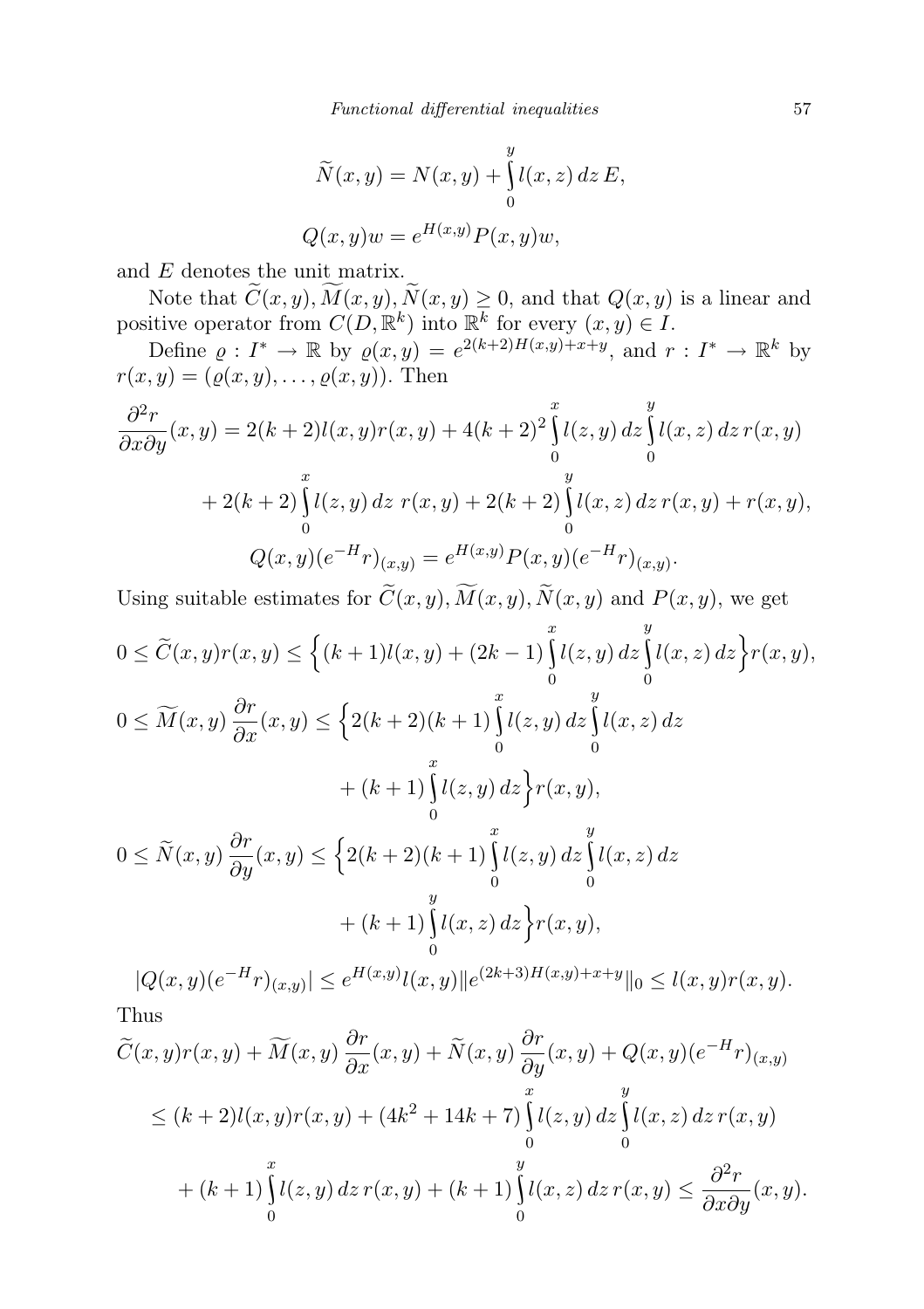$$\widetilde{N}(x,y) = N(x,y) + \int_0^y l(x,z)\,dz\,E,$$

$$Q(x,y)w = e^{H(x,y)}P(x,y)w,$$

and $E$ denotes the unit matrix.

Note that $\widetilde{C}(x,y), \widetilde{M}(x,y), \widetilde{N}(x,y) \geq 0$, and that $Q(x,y)$ is a linear and positive operator from $C(D,\mathbb{R}^k)$ into $\mathbb{R}^k$ for every $(x,y) \in I$.

Define $\varrho : I^* \to \mathbb{R}$ by $\varrho(x,y) = e^{2(k+2)H(x,y)+x+y}$, and $r : I^* \to \mathbb{R}^k$ by $r(x,y) = (\varrho(x,y),\ldots,\varrho(x,y))$. Then

$$\begin{aligned}
\frac{\partial^2 r}{\partial x \partial y}(x,y) &= 2(k+2)l(x,y)r(x,y) + 4(k+2)^2 \int_0^x l(z,y)\,dz \int_0^y l(x,z)\,dz\,r(x,y) \\
&\quad + 2(k+2)\int_0^x l(z,y)\,dz\ r(x,y) + 2(k+2)\int_0^y l(x,z)\,dz\,r(x,y) + r(x,y),
\end{aligned}$$

$$Q(x,y)(e^{-H}r)_{(x,y)} = e^{H(x,y)}P(x,y)(e^{-H}r)_{(x,y)}.$$

Using suitable estimates for $\widetilde{C}(x,y), \widetilde{M}(x,y), \widetilde{N}(x,y)$ and $P(x,y)$, we get

$$0 \leq \widetilde{C}(x,y)r(x,y) \leq \Big\{(k+1)l(x,y) + (2k-1)\int_0^x l(z,y)\,dz \int_0^y l(x,z)\,dz\Big\}r(x,y),$$

$$\begin{aligned}
0 \leq \widetilde{M}(x,y)\,\frac{\partial r}{\partial x}(x,y) &\leq \Big\{2(k+2)(k+1)\int_0^x l(z,y)\,dz \int_0^y l(x,z)\,dz \\
&\quad + (k+1)\int_0^x l(z,y)\,dz\Big\}r(x,y),
\end{aligned}$$

$$\begin{aligned}
0 \leq \widetilde{N}(x,y)\,\frac{\partial r}{\partial y}(x,y) &\leq \Big\{2(k+2)(k+1)\int_0^x l(z,y)\,dz \int_0^y l(x,z)\,dz \\
&\quad + (k+1)\int_0^y l(x,z)\,dz\Big\}r(x,y),
\end{aligned}$$

$$|Q(x,y)(e^{-H}r)_{(x,y)}| \leq e^{H(x,y)}l(x,y)\|e^{(2k+3)H(x,y)+x+y}\|_0 \leq l(x,y)r(x,y).$$

Thus

$$\begin{aligned}
&\widetilde{C}(x,y)r(x,y) + \widetilde{M}(x,y)\,\frac{\partial r}{\partial x}(x,y) + \widetilde{N}(x,y)\,\frac{\partial r}{\partial y}(x,y) + Q(x,y)(e^{-H}r)_{(x,y)} \\
&\quad \leq (k+2)l(x,y)r(x,y) + (4k^2+14k+7)\int_0^x l(z,y)\,dz \int_0^y l(x,z)\,dz\,r(x,y) \\
&\qquad + (k+1)\int_0^x l(z,y)\,dz\,r(x,y) + (k+1)\int_0^y l(x,z)\,dz\,r(x,y) \leq \frac{\partial^2 r}{\partial x \partial y}(x,y).
\end{aligned}$$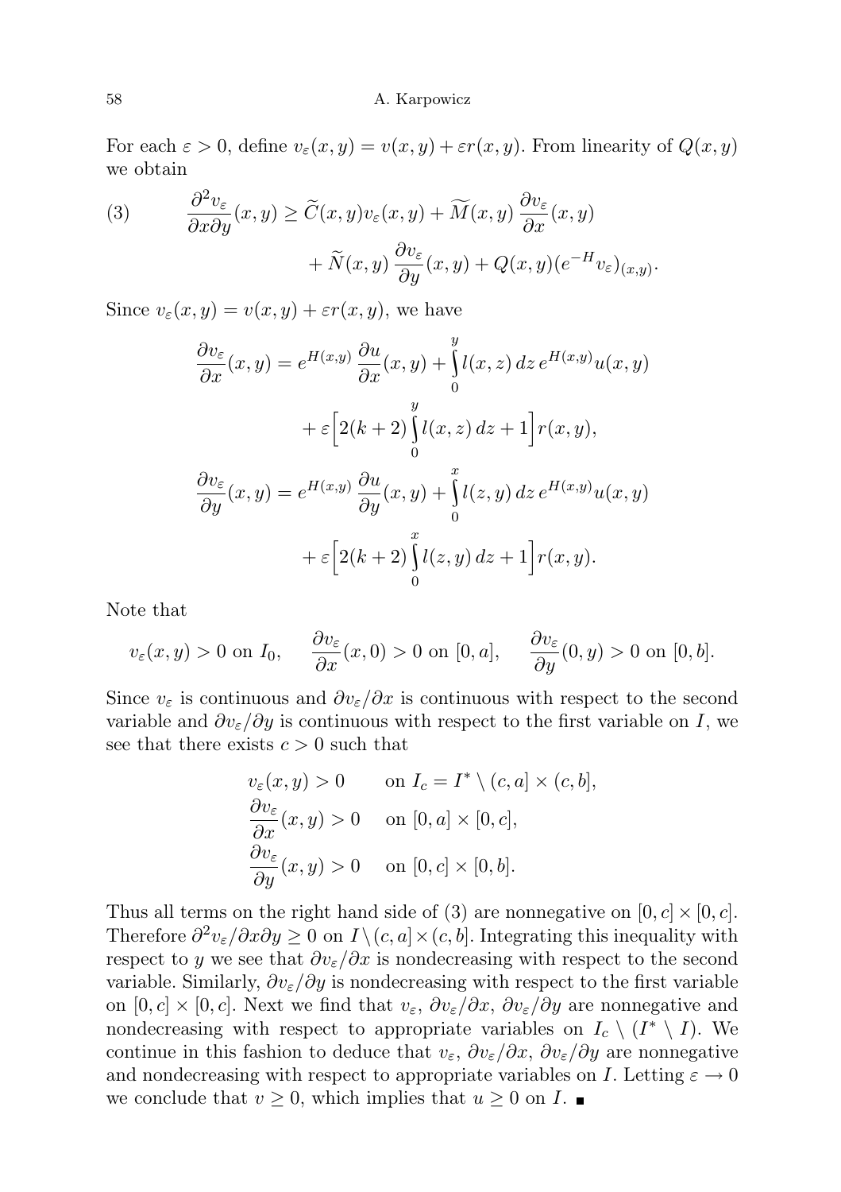For each $\varepsilon > 0$, define $v_\varepsilon(x,y) = v(x,y) + \varepsilon r(x,y)$. From linearity of $Q(x,y)$ we obtain

$$(3) \qquad \frac{\partial^2 v_\varepsilon}{\partial x \partial y}(x,y) \geq \widetilde{C}(x,y) v_\varepsilon(x,y) + \widetilde{M}(x,y)\,\frac{\partial v_\varepsilon}{\partial x}(x,y) + \widetilde{N}(x,y)\,\frac{\partial v_\varepsilon}{\partial y}(x,y) + Q(x,y)(e^{-H} v_\varepsilon)_{(x,y)}.$$

Since $v_\varepsilon(x,y) = v(x,y) + \varepsilon r(x,y)$, we have

$$\frac{\partial v_\varepsilon}{\partial x}(x,y) = e^{H(x,y)}\,\frac{\partial u}{\partial x}(x,y) + \int_0^y l(x,z)\,dz\, e^{H(x,y)} u(x,y) + \varepsilon\Big[2(k+2)\int_0^y l(x,z)\,dz + 1\Big] r(x,y),$$

$$\frac{\partial v_\varepsilon}{\partial y}(x,y) = e^{H(x,y)}\,\frac{\partial u}{\partial y}(x,y) + \int_0^x l(z,y)\,dz\, e^{H(x,y)} u(x,y) + \varepsilon\Big[2(k+2)\int_0^x l(z,y)\,dz + 1\Big] r(x,y).$$

Note that

$$v_\varepsilon(x,y) > 0 \text{ on } I_0, \qquad \frac{\partial v_\varepsilon}{\partial x}(x,0) > 0 \text{ on } [0,a], \qquad \frac{\partial v_\varepsilon}{\partial y}(0,y) > 0 \text{ on } [0,b].$$

Since $v_\varepsilon$ is continuous and $\partial v_\varepsilon/\partial x$ is continuous with respect to the second variable and $\partial v_\varepsilon/\partial y$ is continuous with respect to the first variable on $I$, we see that there exists $c > 0$ such that

$$\begin{aligned} v_\varepsilon(x,y) &> 0 \qquad \text{on } I_c = I^* \setminus (c,a] \times (c,b], \\ \frac{\partial v_\varepsilon}{\partial x}(x,y) &> 0 \qquad \text{on } [0,a] \times [0,c], \\ \frac{\partial v_\varepsilon}{\partial y}(x,y) &> 0 \qquad \text{on } [0,c] \times [0,b]. \end{aligned}$$

Thus all terms on the right hand side of (3) are nonnegative on $[0,c] \times [0,c]$. Therefore $\partial^2 v_\varepsilon/\partial x \partial y \geq 0$ on $I \setminus (c,a] \times (c,b]$. Integrating this inequality with respect to $y$ we see that $\partial v_\varepsilon/\partial x$ is nondecreasing with respect to the second variable. Similarly, $\partial v_\varepsilon/\partial y$ is nondecreasing with respect to the first variable on $[0,c] \times [0,c]$. Next we find that $v_\varepsilon$, $\partial v_\varepsilon/\partial x$, $\partial v_\varepsilon/\partial y$ are nonnegative and nondecreasing with respect to appropriate variables on $I_c \setminus (I^* \setminus I)$. We continue in this fashion to deduce that $v_\varepsilon$, $\partial v_\varepsilon/\partial x$, $\partial v_\varepsilon/\partial y$ are nonnegative and nondecreasing with respect to appropriate variables on $I$. Letting $\varepsilon \to 0$ we conclude that $v \geq 0$, which implies that $u \geq 0$ on $I$. ∎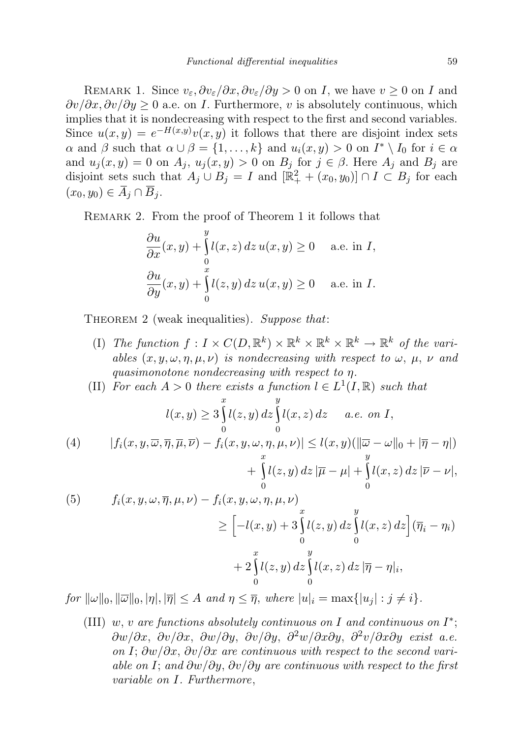Remark 1. Since $v_\varepsilon, \partial v_\varepsilon/\partial x, \partial v_\varepsilon/\partial y > 0$ on $I$, we have $v \geq 0$ on $I$ and $\partial v/\partial x, \partial v/\partial y \geq 0$ a.e. on $I$. Furthermore, $v$ is absolutely continuous, which implies that it is nondecreasing with respect to the first and second variables. Since $u(x,y) = e^{-H(x,y)}v(x,y)$ it follows that there are disjoint index sets $\alpha$ and $\beta$ such that $\alpha \cup \beta = \{1,\ldots,k\}$ and $u_i(x,y) > 0$ on $I^* \setminus I_0$ for $i \in \alpha$ and $u_j(x,y) = 0$ on $A_j$, $u_j(x,y) > 0$ on $B_j$ for $j \in \beta$. Here $A_j$ and $B_j$ are disjoint sets such that $A_j \cup B_j = I$ and $[\mathbb{R}^2_+ + (x_0,y_0)] \cap I \subset B_j$ for each $(x_0,y_0) \in \overline{A}_j \cap \overline{B}_j$.

Remark 2. From the proof of Theorem 1 it follows that

$$\frac{\partial u}{\partial x}(x,y) + \int_0^y l(x,z)\,dz\,u(x,y) \geq 0 \quad \text{a.e. in } I,$$
$$\frac{\partial u}{\partial y}(x,y) + \int_0^x l(z,y)\,dz\,u(x,y) \geq 0 \quad \text{a.e. in } I.$$

Theorem 2 (weak inequalities). *Suppose that*:

(I) *The function $f : I \times C(D,\mathbb{R}^k) \times \mathbb{R}^k \times \mathbb{R}^k \times \mathbb{R}^k \to \mathbb{R}^k$ of the variables $(x,y,\omega,\eta,\mu,\nu)$ is nondecreasing with respect to $\omega$, $\mu$, $\nu$ and quasimonotone nondecreasing with respect to $\eta$.*

(II) *For each $A > 0$ there exists a function $l \in L^1(I,\mathbb{R})$ such that*

$$l(x,y) \geq 3\int_0^x l(z,y)\,dz \int_0^y l(x,z)\,dz \quad \text{a.e. on } I,$$

$$|f_i(x,y,\overline{\omega},\overline{\eta},\overline{\mu},\overline{\nu}) - f_i(x,y,\omega,\eta,\mu,\nu)| \leq l(x,y)(\|\overline{\omega}-\omega\|_0 + |\overline{\eta}-\eta|) + \int_0^x l(z,y)\,dz\,|\overline{\mu}-\mu| + \int_0^y l(x,z)\,dz\,|\overline{\nu}-\nu|, \tag{4}$$

$$f_i(x,y,\omega,\overline{\eta},\mu,\nu) - f_i(x,y,\omega,\eta,\mu,\nu) \geq \Big[-l(x,y) + 3\int_0^x l(z,y)\,dz \int_0^y l(x,z)\,dz\Big](\overline{\eta}_i - \eta_i) + 2\int_0^x l(z,y)\,dz \int_0^y l(x,z)\,dz\,|\overline{\eta}-\eta|_i, \tag{5}$$

*for $\|\omega\|_0, \|\overline{\omega}\|_0, |\eta|, |\overline{\eta}| \leq A$ and $\eta \leq \overline{\eta}$, where $|u|_i = \max\{|u_j| : j \neq i\}$.*

(III) *$w$, $v$ are functions absolutely continuous on $I$ and continuous on $I^*$; $\partial w/\partial x$, $\partial v/\partial x$, $\partial w/\partial y$, $\partial v/\partial y$, $\partial^2 w/\partial x\partial y$, $\partial^2 v/\partial x\partial y$ exist a.e. on $I$; $\partial w/\partial x$, $\partial v/\partial x$ are continuous with respect to the second variable on $I$; and $\partial w/\partial y$, $\partial v/\partial y$ are continuous with respect to the first variable on $I$. Furthermore,*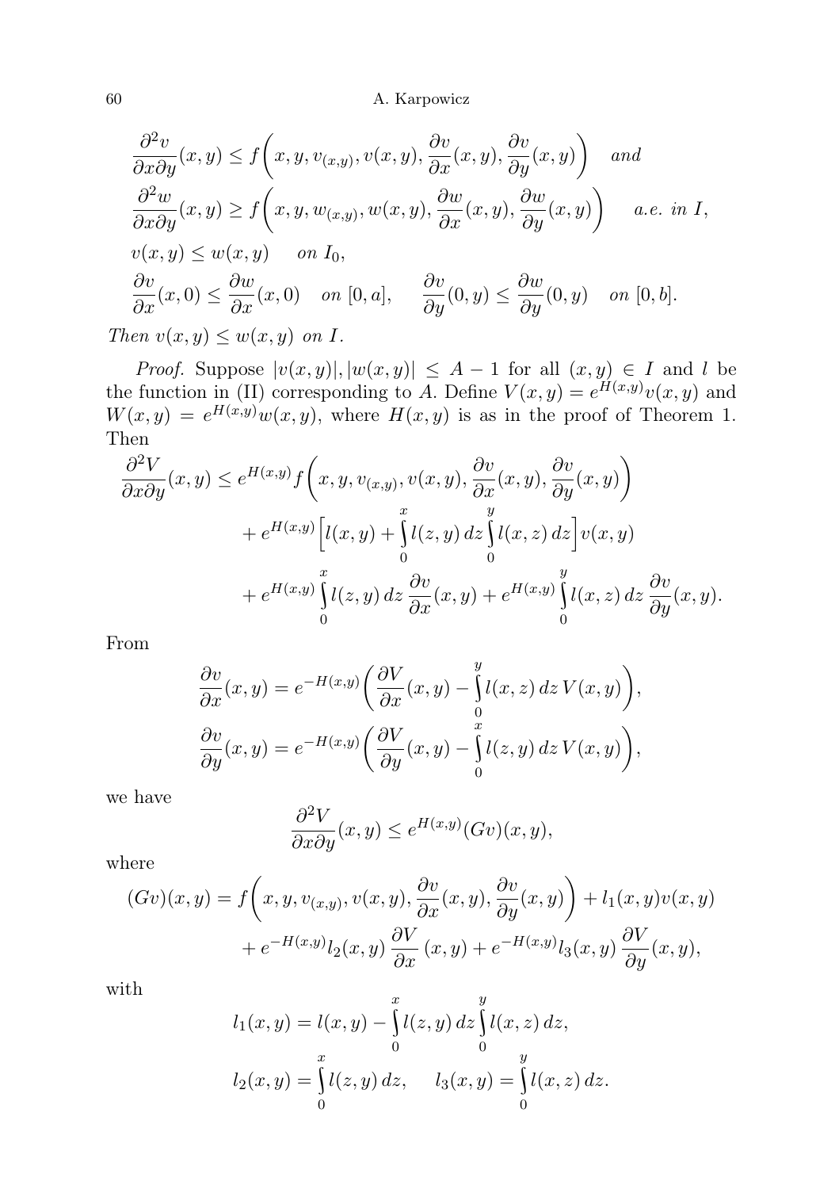$$\frac{\partial^2 v}{\partial x \partial y}(x,y) \le f\bigg(x, y, v_{(x,y)}, v(x,y), \frac{\partial v}{\partial x}(x,y), \frac{\partial v}{\partial y}(x,y)\bigg) \quad \textit{and}$$

$$\frac{\partial^2 w}{\partial x \partial y}(x,y) \ge f\bigg(x, y, w_{(x,y)}, w(x,y), \frac{\partial w}{\partial x}(x,y), \frac{\partial w}{\partial y}(x,y)\bigg) \quad \textit{a.e. in } I,$$

$$v(x,y) \le w(x,y) \quad \textit{on } I_0,$$

$$\frac{\partial v}{\partial x}(x,0) \le \frac{\partial w}{\partial x}(x,0) \quad \textit{on } [0,a], \qquad \frac{\partial v}{\partial y}(0,y) \le \frac{\partial w}{\partial y}(0,y) \quad \textit{on } [0,b].$$

*Then* $v(x,y) \le w(x,y)$ *on* $I$.

*Proof.* Suppose $|v(x,y)|, |w(x,y)| \le A-1$ for all $(x,y) \in I$ and $l$ be the function in (II) corresponding to $A$. Define $V(x,y) = e^{H(x,y)}v(x,y)$ and $W(x,y) = e^{H(x,y)}w(x,y)$, where $H(x,y)$ is as in the proof of Theorem 1. Then

$$\begin{aligned}
\frac{\partial^2 V}{\partial x \partial y}(x,y) &\le e^{H(x,y)} f\bigg(x, y, v_{(x,y)}, v(x,y), \frac{\partial v}{\partial x}(x,y), \frac{\partial v}{\partial y}(x,y)\bigg) \\
&\quad + e^{H(x,y)}\Big[l(x,y) + \int_0^x l(z,y)\,dz \int_0^y l(x,z)\,dz\Big] v(x,y) \\
&\quad + e^{H(x,y)} \int_0^x l(z,y)\,dz\, \frac{\partial v}{\partial x}(x,y) + e^{H(x,y)} \int_0^y l(x,z)\,dz\, \frac{\partial v}{\partial y}(x,y).
\end{aligned}$$

From

$$\frac{\partial v}{\partial x}(x,y) = e^{-H(x,y)}\bigg(\frac{\partial V}{\partial x}(x,y) - \int_0^y l(x,z)\,dz\, V(x,y)\bigg),$$

$$\frac{\partial v}{\partial y}(x,y) = e^{-H(x,y)}\bigg(\frac{\partial V}{\partial y}(x,y) - \int_0^x l(z,y)\,dz\, V(x,y)\bigg),$$

we have

$$\frac{\partial^2 V}{\partial x \partial y}(x,y) \le e^{H(x,y)}(Gv)(x,y),$$

where

$$\begin{aligned}
(Gv)(x,y) &= f\bigg(x, y, v_{(x,y)}, v(x,y), \frac{\partial v}{\partial x}(x,y), \frac{\partial v}{\partial y}(x,y)\bigg) + l_1(x,y)v(x,y) \\
&\quad + e^{-H(x,y)} l_2(x,y)\, \frac{\partial V}{\partial x}\,(x,y) + e^{-H(x,y)} l_3(x,y)\, \frac{\partial V}{\partial y}(x,y),
\end{aligned}$$

with

$$l_1(x,y) = l(x,y) - \int_0^x l(z,y)\,dz \int_0^y l(x,z)\,dz,$$

$$l_2(x,y) = \int_0^x l(z,y)\,dz, \qquad l_3(x,y) = \int_0^y l(x,z)\,dz.$$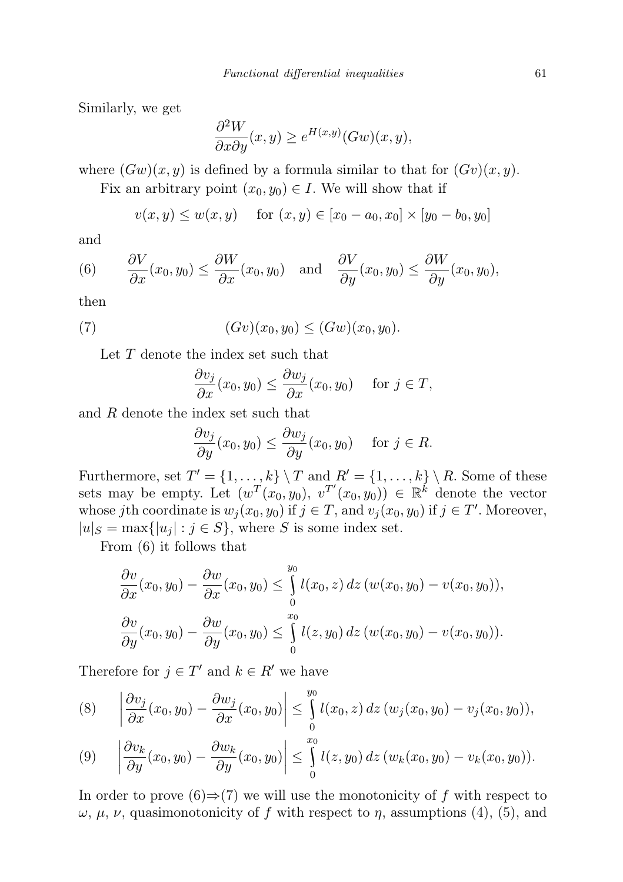Similarly, we get

$$\frac{\partial^2 W}{\partial x \partial y}(x,y) \geq e^{H(x,y)}(Gw)(x,y),$$

where $(Gw)(x,y)$ is defined by a formula similar to that for $(Gv)(x,y)$.

Fix an arbitrary point $(x_0,y_0) \in I$. We will show that if

$$v(x,y) \leq w(x,y) \quad \text{ for } (x,y) \in [x_0-a_0,x_0]\times[y_0-b_0,y_0]$$

and

$$\frac{\partial V}{\partial x}(x_0,y_0) \leq \frac{\partial W}{\partial x}(x_0,y_0) \quad \text{and} \quad \frac{\partial V}{\partial y}(x_0,y_0) \leq \frac{\partial W}{\partial y}(x_0,y_0), \tag{6}$$

then

$$(Gv)(x_0,y_0) \leq (Gw)(x_0,y_0). \tag{7}$$

Let $T$ denote the index set such that

$$\frac{\partial v_j}{\partial x}(x_0,y_0) \leq \frac{\partial w_j}{\partial x}(x_0,y_0) \quad \text{ for } j \in T,$$

and $R$ denote the index set such that

$$\frac{\partial v_j}{\partial y}(x_0,y_0) \leq \frac{\partial w_j}{\partial y}(x_0,y_0) \quad \text{ for } j \in R.$$

Furthermore, set $T' = \{1,\ldots,k\}\setminus T$ and $R' = \{1,\ldots,k\}\setminus R$. Some of these sets may be empty. Let $(w^T(x_0,y_0),\ v^{T'}(x_0,y_0)) \in \mathbb{R}^k$ denote the vector whose $j$th coordinate is $w_j(x_0,y_0)$ if $j \in T$, and $v_j(x_0,y_0)$ if $j \in T'$. Moreover, $|u|_S = \max\{|u_j| : j \in S\}$, where $S$ is some index set.

From (6) it follows that

$$\frac{\partial v}{\partial x}(x_0,y_0) - \frac{\partial w}{\partial x}(x_0,y_0) \leq \int_0^{y_0} l(x_0,z)\,dz\,(w(x_0,y_0)-v(x_0,y_0)),$$

$$\frac{\partial v}{\partial y}(x_0,y_0) - \frac{\partial w}{\partial y}(x_0,y_0) \leq \int_0^{x_0} l(z,y_0)\,dz\,(w(x_0,y_0)-v(x_0,y_0)).$$

Therefore for $j \in T'$ and $k \in R'$ we have

$$\left|\frac{\partial v_j}{\partial x}(x_0,y_0) - \frac{\partial w_j}{\partial x}(x_0,y_0)\right| \leq \int_0^{y_0} l(x_0,z)\,dz\,(w_j(x_0,y_0)-v_j(x_0,y_0)), \tag{8}$$

$$\left|\frac{\partial v_k}{\partial y}(x_0,y_0) - \frac{\partial w_k}{\partial y}(x_0,y_0)\right| \leq \int_0^{x_0} l(z,y_0)\,dz\,(w_k(x_0,y_0)-v_k(x_0,y_0)). \tag{9}$$

In order to prove (6)$\Rightarrow$(7) we will use the monotonicity of $f$ with respect to $\omega$, $\mu$, $\nu$, quasimonotonicity of $f$ with respect to $\eta$, assumptions (4), (5), and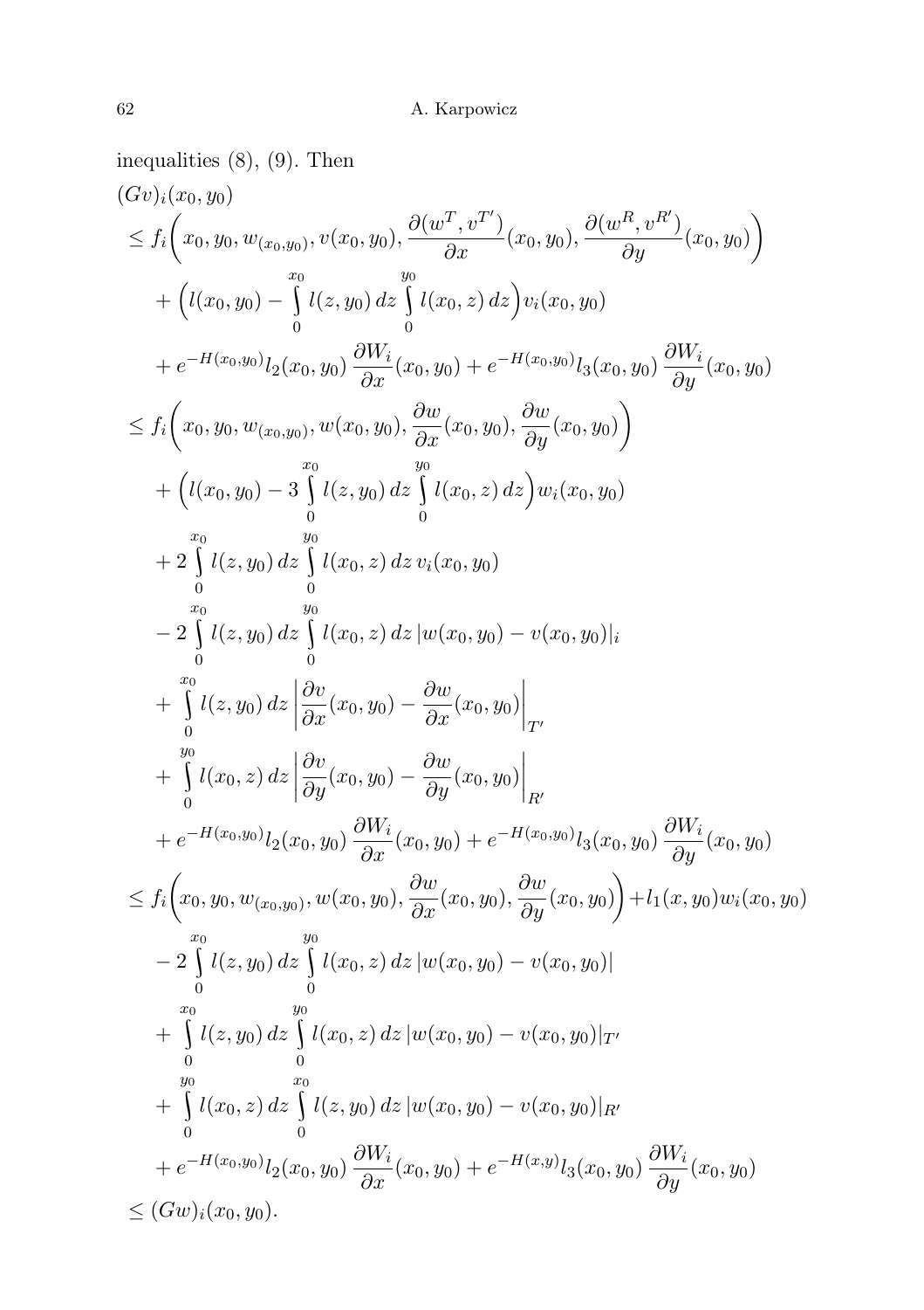inequalities (8), (9). Then

$$
\begin{aligned}
&(Gv)_i(x_0,y_0)\\
&\le f_i\bigg(x_0,y_0,w_{(x_0,y_0)},v(x_0,y_0),\frac{\partial(w^T,v^{T'})}{\partial x}(x_0,y_0),\frac{\partial(w^R,v^{R'})}{\partial y}(x_0,y_0)\bigg)\\
&\quad+\Big(l(x_0,y_0)-\int_0^{x_0} l(z,y_0)\,dz\int_0^{y_0} l(x_0,z)\,dz\Big)v_i(x_0,y_0)\\
&\quad+e^{-H(x_0,y_0)}l_2(x_0,y_0)\,\frac{\partial W_i}{\partial x}(x_0,y_0)+e^{-H(x_0,y_0)}l_3(x_0,y_0)\,\frac{\partial W_i}{\partial y}(x_0,y_0)\\
&\le f_i\bigg(x_0,y_0,w_{(x_0,y_0)},w(x_0,y_0),\frac{\partial w}{\partial x}(x_0,y_0),\frac{\partial w}{\partial y}(x_0,y_0)\bigg)\\
&\quad+\Big(l(x_0,y_0)-3\int_0^{x_0} l(z,y_0)\,dz\int_0^{y_0} l(x_0,z)\,dz\Big)w_i(x_0,y_0)\\
&\quad+2\int_0^{x_0} l(z,y_0)\,dz\int_0^{y_0} l(x_0,z)\,dz\,v_i(x_0,y_0)\\
&\quad-2\int_0^{x_0} l(z,y_0)\,dz\int_0^{y_0} l(x_0,z)\,dz\,|w(x_0,y_0)-v(x_0,y_0)|_i\\
&\quad+\int_0^{x_0} l(z,y_0)\,dz\,\bigg|\frac{\partial v}{\partial x}(x_0,y_0)-\frac{\partial w}{\partial x}(x_0,y_0)\bigg|_{T'}\\
&\quad+\int_0^{y_0} l(x_0,z)\,dz\,\bigg|\frac{\partial v}{\partial y}(x_0,y_0)-\frac{\partial w}{\partial y}(x_0,y_0)\bigg|_{R'}\\
&\quad+e^{-H(x_0,y_0)}l_2(x_0,y_0)\,\frac{\partial W_i}{\partial x}(x_0,y_0)+e^{-H(x_0,y_0)}l_3(x_0,y_0)\,\frac{\partial W_i}{\partial y}(x_0,y_0)\\
&\le f_i\bigg(x_0,y_0,w_{(x_0,y_0)},w(x_0,y_0),\frac{\partial w}{\partial x}(x_0,y_0),\frac{\partial w}{\partial y}(x_0,y_0)\bigg)+l_1(x,y_0)w_i(x_0,y_0)\\
&\quad-2\int_0^{x_0} l(z,y_0)\,dz\int_0^{y_0} l(x_0,z)\,dz\,|w(x_0,y_0)-v(x_0,y_0)|\\
&\quad+\int_0^{x_0} l(z,y_0)\,dz\int_0^{y_0} l(x_0,z)\,dz\,|w(x_0,y_0)-v(x_0,y_0)|_{T'}\\
&\quad+\int_0^{y_0} l(x_0,z)\,dz\int_0^{x_0} l(z,y_0)\,dz\,|w(x_0,y_0)-v(x_0,y_0)|_{R'}\\
&\quad+e^{-H(x_0,y_0)}l_2(x_0,y_0)\,\frac{\partial W_i}{\partial x}(x_0,y_0)+e^{-H(x,y)}l_3(x_0,y_0)\,\frac{\partial W_i}{\partial y}(x_0,y_0)\\
&\le (Gw)_i(x_0,y_0).
\end{aligned}
$$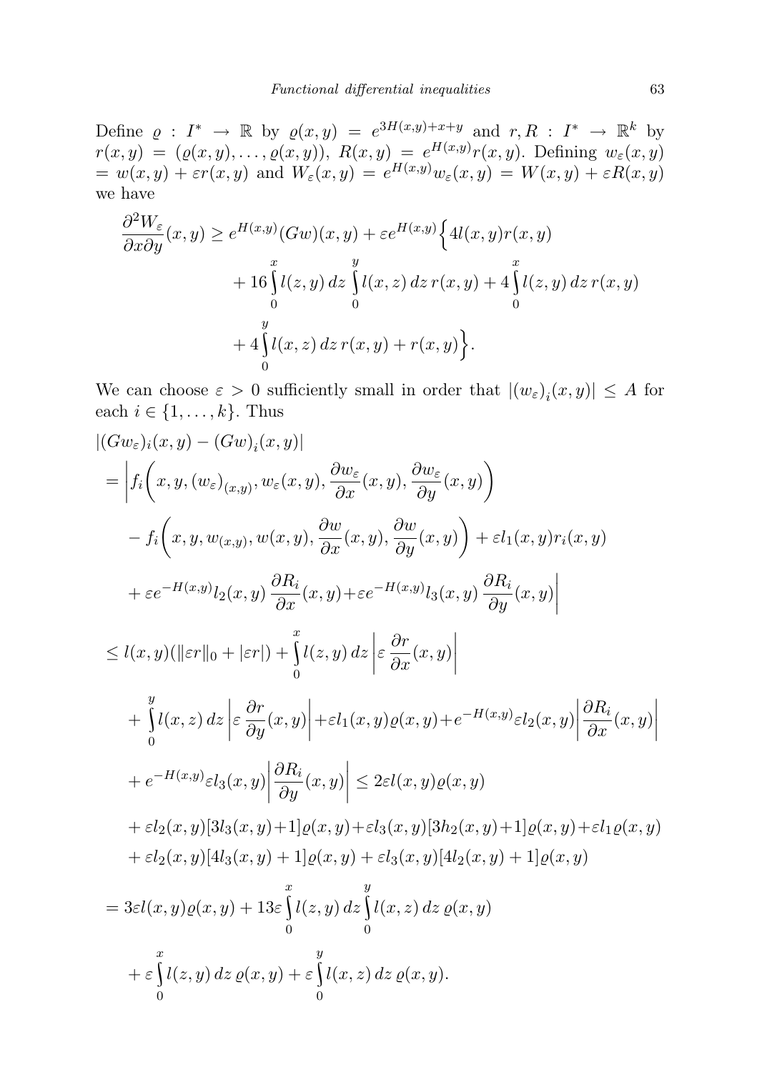Define $\varrho : I^* \to \mathbb{R}$ by $\varrho(x,y) = e^{3H(x,y)+x+y}$ and $r, R : I^* \to \mathbb{R}^k$ by $r(x,y) = (\varrho(x,y), \ldots, \varrho(x,y))$, $R(x,y) = e^{H(x,y)} r(x,y)$. Defining $w_\varepsilon(x,y) = w(x,y) + \varepsilon r(x,y)$ and $W_\varepsilon(x,y) = e^{H(x,y)} w_\varepsilon(x,y) = W(x,y) + \varepsilon R(x,y)$ we have

$$\frac{\partial^2 W_\varepsilon}{\partial x \partial y}(x,y) \geq e^{H(x,y)}(Gw)(x,y) + \varepsilon e^{H(x,y)} \Big\{ 4l(x,y) r(x,y) + 16 \int_0^x l(z,y)\,dz \int_0^y l(x,z)\,dz\, r(x,y) + 4 \int_0^x l(z,y)\,dz\, r(x,y) + 4 \int_0^y l(x,z)\,dz\, r(x,y) + r(x,y) \Big\}.$$

We can choose $\varepsilon > 0$ sufficiently small in order that $|(w_\varepsilon)_i(x,y)| \leq A$ for each $i \in \{1, \ldots, k\}$. Thus

$$\begin{aligned}
&|(Gw_\varepsilon)_i(x,y) - (Gw)_i(x,y)| \\
&= \bigg| f_i\Big(x, y, (w_\varepsilon)_{(x,y)}, w_\varepsilon(x,y), \frac{\partial w_\varepsilon}{\partial x}(x,y), \frac{\partial w_\varepsilon}{\partial y}(x,y)\Big) \\
&\quad - f_i\Big(x, y, w_{(x,y)}, w(x,y), \frac{\partial w}{\partial x}(x,y), \frac{\partial w}{\partial y}(x,y)\Big) + \varepsilon l_1(x,y) r_i(x,y) \\
&\quad + \varepsilon e^{-H(x,y)} l_2(x,y) \frac{\partial R_i}{\partial x}(x,y) + \varepsilon e^{-H(x,y)} l_3(x,y) \frac{\partial R_i}{\partial y}(x,y) \bigg| \\
&\leq l(x,y)(\|\varepsilon r\|_0 + |\varepsilon r|) + \int_0^x l(z,y)\,dz \left| \varepsilon \frac{\partial r}{\partial x}(x,y) \right| \\
&\quad + \int_0^y l(x,z)\,dz \left| \varepsilon \frac{\partial r}{\partial y}(x,y) \right| + \varepsilon l_1(x,y)\varrho(x,y) + e^{-H(x,y)} \varepsilon l_2(x,y) \left| \frac{\partial R_i}{\partial x}(x,y) \right| \\
&\quad + e^{-H(x,y)} \varepsilon l_3(x,y) \left| \frac{\partial R_i}{\partial y}(x,y) \right| \leq 2\varepsilon l(x,y)\varrho(x,y) \\
&\quad + \varepsilon l_2(x,y)[3l_3(x,y)+1]\varrho(x,y) + \varepsilon l_3(x,y)[3h_2(x,y)+1]\varrho(x,y) + \varepsilon l_1 \varrho(x,y) \\
&\quad + \varepsilon l_2(x,y)[4l_3(x,y)+1]\varrho(x,y) + \varepsilon l_3(x,y)[4l_2(x,y)+1]\varrho(x,y) \\
&= 3\varepsilon l(x,y)\varrho(x,y) + 13\varepsilon \int_0^x l(z,y)\,dz \int_0^y l(x,z)\,dz\, \varrho(x,y) \\
&\quad + \varepsilon \int_0^x l(z,y)\,dz\, \varrho(x,y) + \varepsilon \int_0^y l(x,z)\,dz\, \varrho(x,y).
\end{aligned}$$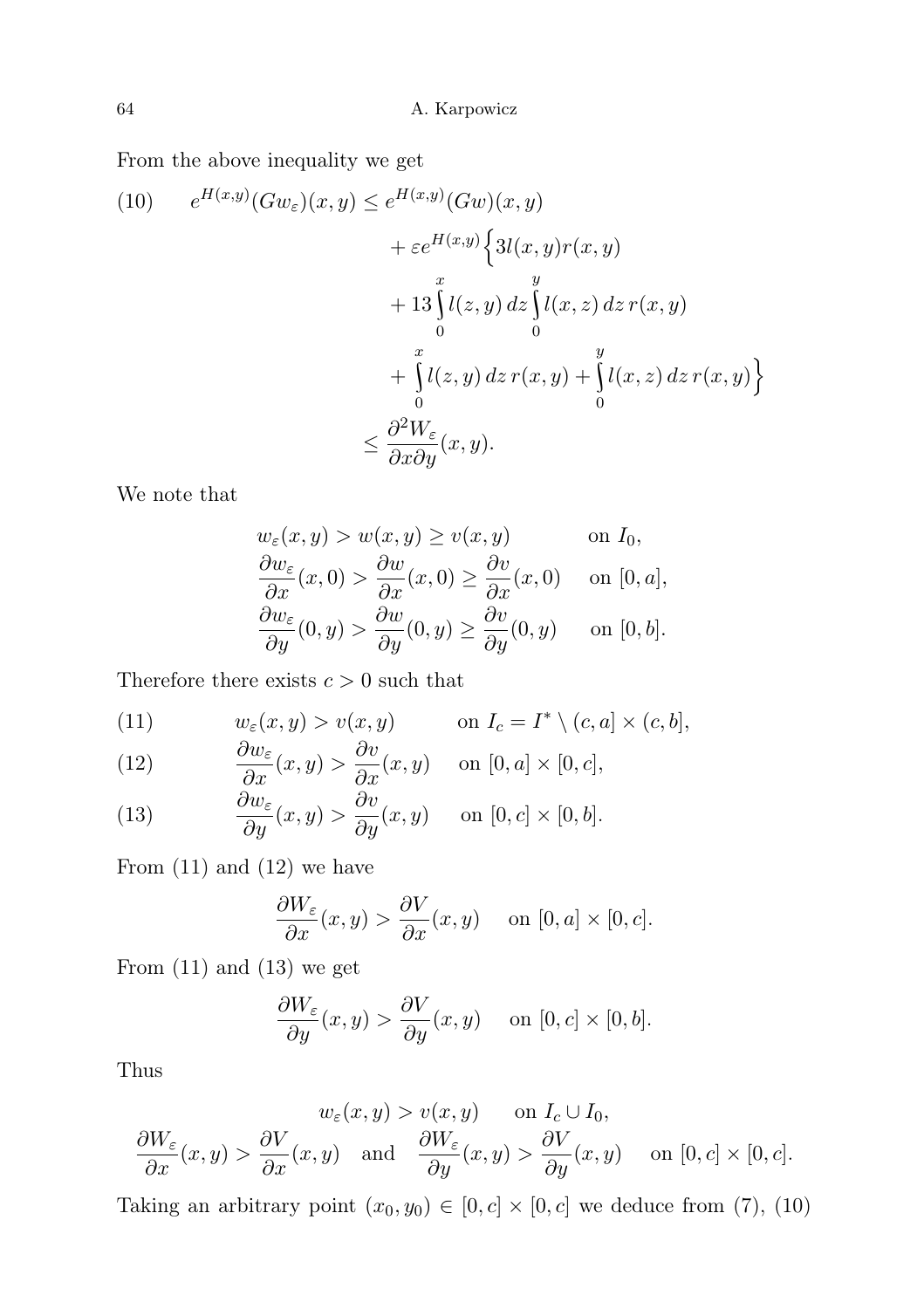From the above inequality we get

$$
\begin{aligned}
(10)\qquad e^{H(x,y)}(Gw_\varepsilon)(x,y) &\le e^{H(x,y)}(Gw)(x,y) \\
&\quad + \varepsilon e^{H(x,y)}\Big\{3l(x,y)r(x,y) \\
&\quad + 13\int_0^x l(z,y)\,dz \int_0^y l(x,z)\,dz\, r(x,y) \\
&\quad + \int_0^x l(z,y)\,dz\, r(x,y) + \int_0^y l(x,z)\,dz\, r(x,y)\Big\} \\
&\le \frac{\partial^2 W_\varepsilon}{\partial x \partial y}(x,y).
\end{aligned}
$$

We note that

$$
\begin{aligned}
&w_\varepsilon(x,y) > w(x,y) \ge v(x,y) && \text{on } I_0, \\
&\frac{\partial w_\varepsilon}{\partial x}(x,0) > \frac{\partial w}{\partial x}(x,0) \ge \frac{\partial v}{\partial x}(x,0) && \text{on } [0,a], \\
&\frac{\partial w_\varepsilon}{\partial y}(0,y) > \frac{\partial w}{\partial y}(0,y) \ge \frac{\partial v}{\partial y}(0,y) && \text{on } [0,b].
\end{aligned}
$$

Therefore there exists $c > 0$ such that

$$
(11)\qquad w_\varepsilon(x,y) > v(x,y) \qquad \text{on } I_c = I^* \setminus (c,a] \times (c,b],
$$

$$
(12)\qquad \frac{\partial w_\varepsilon}{\partial x}(x,y) > \frac{\partial v}{\partial x}(x,y) \quad \text{on } [0,a] \times [0,c],
$$

$$
(13)\qquad \frac{\partial w_\varepsilon}{\partial y}(x,y) > \frac{\partial v}{\partial y}(x,y) \quad \text{on } [0,c] \times [0,b].
$$

From (11) and (12) we have

$$
\frac{\partial W_\varepsilon}{\partial x}(x,y) > \frac{\partial V}{\partial x}(x,y) \quad \text{on } [0,a] \times [0,c].
$$

From (11) and (13) we get

$$
\frac{\partial W_\varepsilon}{\partial y}(x,y) > \frac{\partial V}{\partial y}(x,y) \quad \text{on } [0,c] \times [0,b].
$$

Thus

$$
w_\varepsilon(x,y) > v(x,y) \qquad \text{on } I_c \cup I_0,
$$

$$
\frac{\partial W_\varepsilon}{\partial x}(x,y) > \frac{\partial V}{\partial x}(x,y) \quad \text{and} \quad \frac{\partial W_\varepsilon}{\partial y}(x,y) > \frac{\partial V}{\partial y}(x,y) \quad \text{on } [0,c] \times [0,c].
$$

Taking an arbitrary point $(x_0, y_0) \in [0,c] \times [0,c]$ we deduce from (7), (10)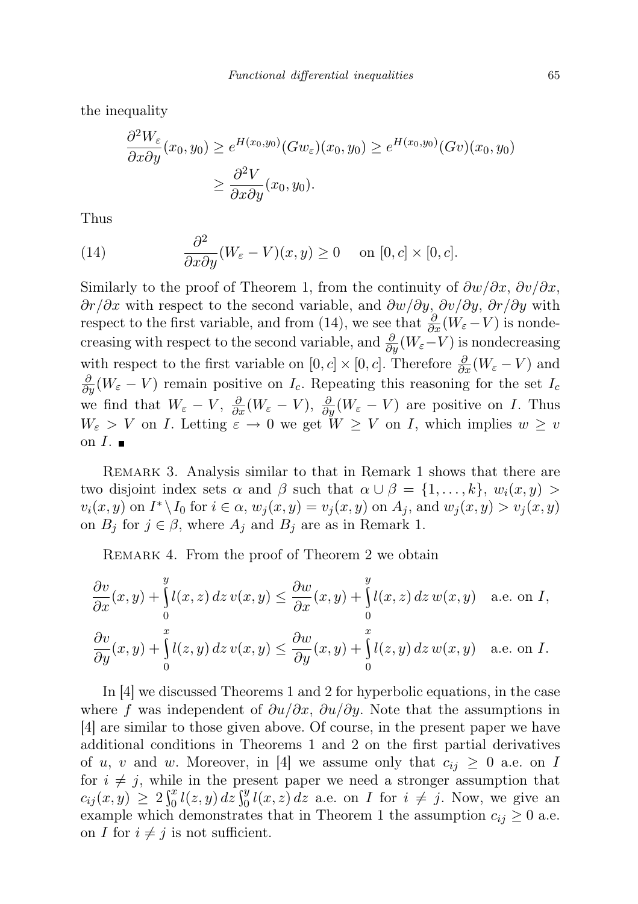the inequality

$$\frac{\partial^2 W_\varepsilon}{\partial x \partial y}(x_0, y_0) \geq e^{H(x_0,y_0)}(Gw_\varepsilon)(x_0, y_0) \geq e^{H(x_0,y_0)}(Gv)(x_0, y_0)$$
$$\geq \frac{\partial^2 V}{\partial x \partial y}(x_0, y_0).$$

Thus

$$\frac{\partial^2}{\partial x \partial y}(W_\varepsilon - V)(x, y) \geq 0 \quad \text{on } [0, c] \times [0, c]. \tag{14}$$

Similarly to the proof of Theorem 1, from the continuity of $\partial w/\partial x$, $\partial v/\partial x$, $\partial r/\partial x$ with respect to the second variable, and $\partial w/\partial y$, $\partial v/\partial y$, $\partial r/\partial y$ with respect to the first variable, and from (14), we see that $\frac{\partial}{\partial x}(W_\varepsilon - V)$ is nondecreasing with respect to the second variable, and $\frac{\partial}{\partial y}(W_\varepsilon - V)$ is nondecreasing with respect to the first variable on $[0, c] \times [0, c]$. Therefore $\frac{\partial}{\partial x}(W_\varepsilon - V)$ and $\frac{\partial}{\partial y}(W_\varepsilon - V)$ remain positive on $I_c$. Repeating this reasoning for the set $I_c$ we find that $W_\varepsilon - V$, $\frac{\partial}{\partial x}(W_\varepsilon - V)$, $\frac{\partial}{\partial y}(W_\varepsilon - V)$ are positive on $I$. Thus $W_\varepsilon > V$ on $I$. Letting $\varepsilon \to 0$ we get $W \geq V$ on $I$, which implies $w \geq v$ on $I$. ■

Remark 3. Analysis similar to that in Remark 1 shows that there are two disjoint index sets $\alpha$ and $\beta$ such that $\alpha \cup \beta = \{1, \ldots, k\}$, $w_i(x, y) > v_i(x, y)$ on $I^* \setminus I_0$ for $i \in \alpha$, $w_j(x, y) = v_j(x, y)$ on $A_j$, and $w_j(x, y) > v_j(x, y)$ on $B_j$ for $j \in \beta$, where $A_j$ and $B_j$ are as in Remark 1.

Remark 4. From the proof of Theorem 2 we obtain

$$\frac{\partial v}{\partial x}(x, y) + \int_0^y l(x, z)\, dz\, v(x, y) \leq \frac{\partial w}{\partial x}(x, y) + \int_0^y l(x, z)\, dz\, w(x, y) \quad \text{a.e. on } I,$$
$$\frac{\partial v}{\partial y}(x, y) + \int_0^x l(z, y)\, dz\, v(x, y) \leq \frac{\partial w}{\partial y}(x, y) + \int_0^x l(z, y)\, dz\, w(x, y) \quad \text{a.e. on } I.$$

In [4] we discussed Theorems 1 and 2 for hyperbolic equations, in the case where $f$ was independent of $\partial u/\partial x$, $\partial u/\partial y$. Note that the assumptions in [4] are similar to those given above. Of course, in the present paper we have additional conditions in Theorems 1 and 2 on the first partial derivatives of $u$, $v$ and $w$. Moreover, in [4] we assume only that $c_{ij} \geq 0$ a.e. on $I$ for $i \neq j$, while in the present paper we need a stronger assumption that $c_{ij}(x, y) \geq 2\int_0^x l(z, y)\, dz \int_0^y l(x, z)\, dz$ a.e. on $I$ for $i \neq j$. Now, we give an example which demonstrates that in Theorem 1 the assumption $c_{ij} \geq 0$ a.e. on $I$ for $i \neq j$ is not sufficient.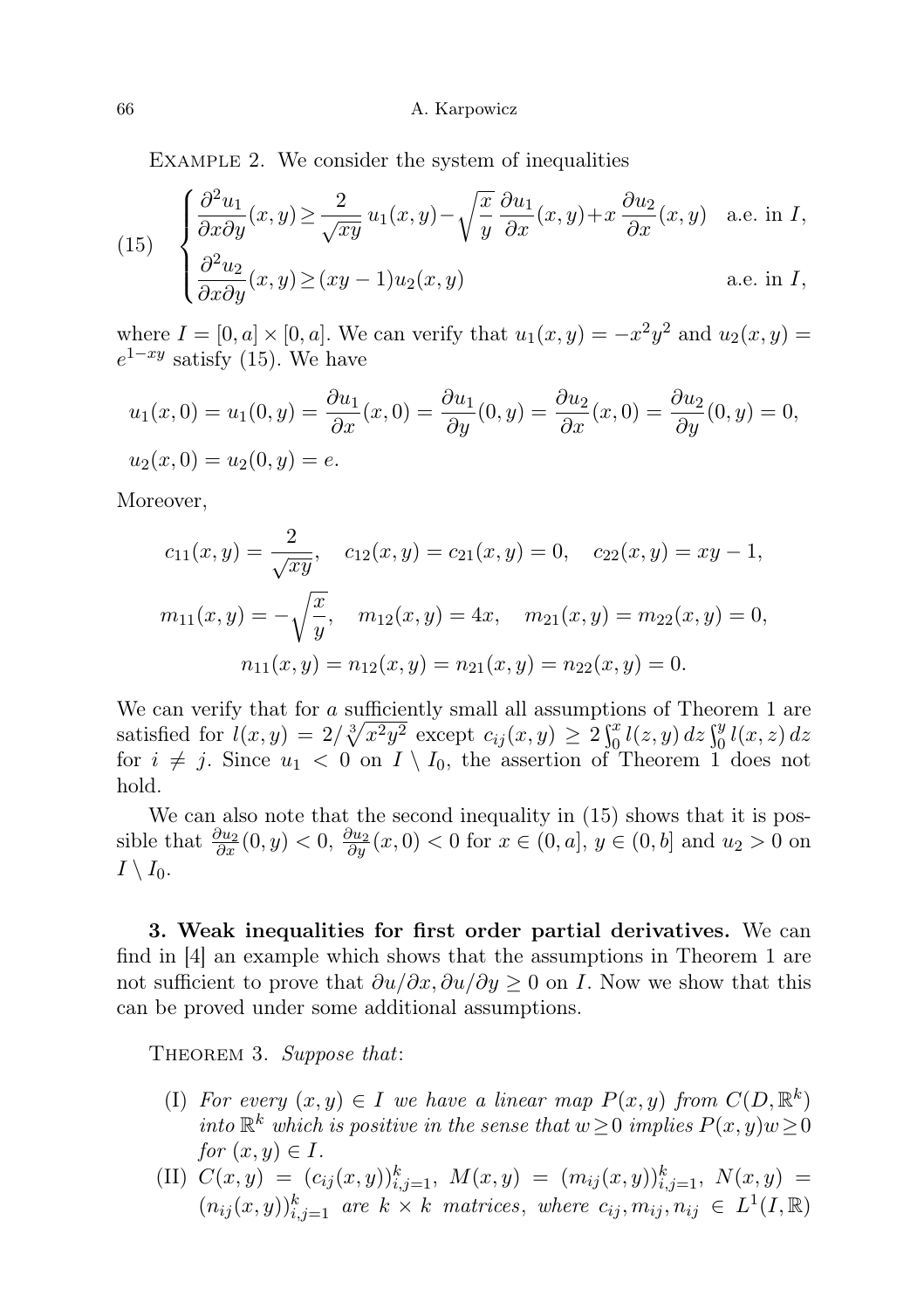Example 2. We consider the system of inequalities

$$
(15) \quad \begin{cases} \dfrac{\partial^2 u_1}{\partial x \partial y}(x,y) \geq \dfrac{2}{\sqrt{xy}}\, u_1(x,y) - \sqrt{\dfrac{x}{y}}\, \dfrac{\partial u_1}{\partial x}(x,y) + x\, \dfrac{\partial u_2}{\partial x}(x,y) & \text{a.e. in } I, \\[2ex] \dfrac{\partial^2 u_2}{\partial x \partial y}(x,y) \geq (xy-1) u_2(x,y) & \text{a.e. in } I, \end{cases}
$$

where $I = [0,a] \times [0,a]$. We can verify that $u_1(x,y) = -x^2y^2$ and $u_2(x,y) = e^{1-xy}$ satisfy (15). We have

$$
u_1(x,0) = u_1(0,y) = \frac{\partial u_1}{\partial x}(x,0) = \frac{\partial u_1}{\partial y}(0,y) = \frac{\partial u_2}{\partial x}(x,0) = \frac{\partial u_2}{\partial y}(0,y) = 0,
$$

$$
u_2(x,0) = u_2(0,y) = e.
$$

Moreover,

$$
c_{11}(x,y) = \frac{2}{\sqrt{xy}}, \quad c_{12}(x,y) = c_{21}(x,y) = 0, \quad c_{22}(x,y) = xy - 1,
$$

$$
m_{11}(x,y) = -\sqrt{\frac{x}{y}}, \quad m_{12}(x,y) = 4x, \quad m_{21}(x,y) = m_{22}(x,y) = 0,
$$

$$
n_{11}(x,y) = n_{12}(x,y) = n_{21}(x,y) = n_{22}(x,y) = 0.
$$

We can verify that for $a$ sufficiently small all assumptions of Theorem 1 are satisfied for $l(x,y) = 2/\sqrt[3]{x^2y^2}$ except $c_{ij}(x,y) \geq 2\int_0^x l(z,y)\,dz \int_0^y l(x,z)\,dz$ for $i \neq j$. Since $u_1 < 0$ on $I \setminus I_0$, the assertion of Theorem 1 does not hold.

We can also note that the second inequality in (15) shows that it is possible that $\frac{\partial u_2}{\partial x}(0,y) < 0$, $\frac{\partial u_2}{\partial y}(x,0) < 0$ for $x \in (0,a]$, $y \in (0,b]$ and $u_2 > 0$ on $I \setminus I_0$.

**3. Weak inequalities for first order partial derivatives.** We can find in [4] an example which shows that the assumptions in Theorem 1 are not sufficient to prove that $\partial u/\partial x, \partial u/\partial y \geq 0$ on $I$. Now we show that this can be proved under some additional assumptions.

Theorem 3. *Suppose that*:

(I) *For every* $(x,y) \in I$ *we have a linear map* $P(x,y)$ *from* $C(D,\mathbb{R}^k)$ *into* $\mathbb{R}^k$ *which is positive in the sense that* $w \geq 0$ *implies* $P(x,y)w \geq 0$ *for* $(x,y) \in I$.

(II) $C(x,y) = (c_{ij}(x,y))_{i,j=1}^k$, $M(x,y) = (m_{ij}(x,y))_{i,j=1}^k$, $N(x,y) = (n_{ij}(x,y))_{i,j=1}^k$ *are* $k \times k$ *matrices, where* $c_{ij}, m_{ij}, n_{ij} \in L^1(I,\mathbb{R})$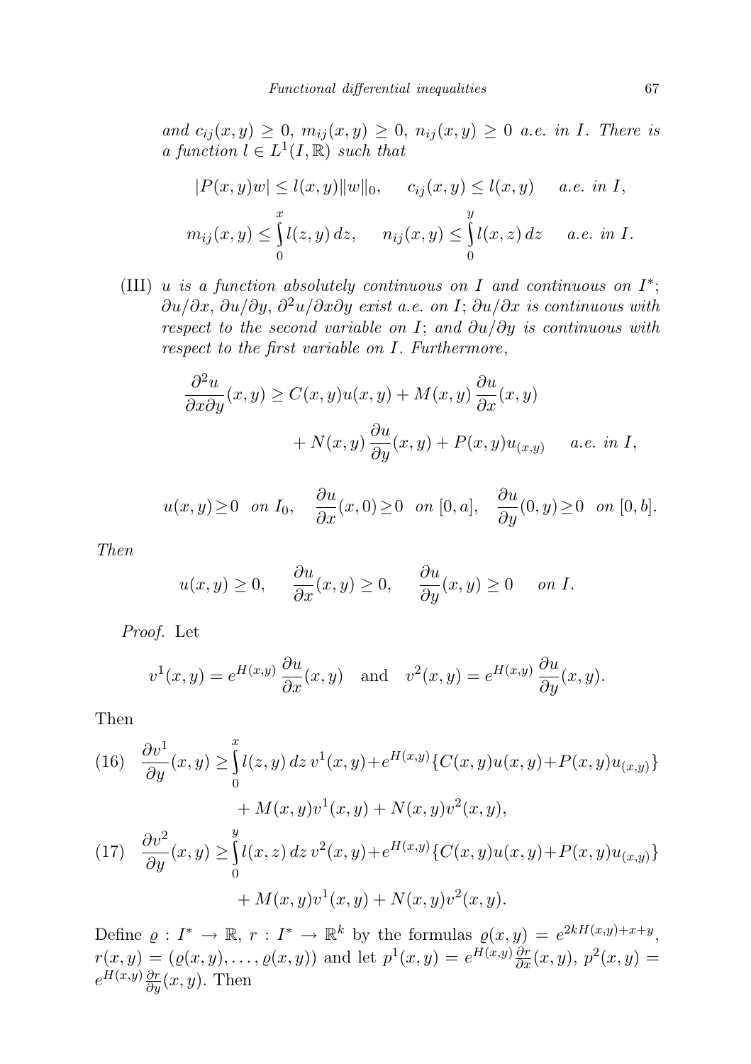*and* $c_{ij}(x,y) \geq 0$, $m_{ij}(x,y) \geq 0$, $n_{ij}(x,y) \geq 0$ *a.e. in* $I$. *There is a function* $l \in L^1(I,\mathbb{R})$ *such that*

$$|P(x,y)w| \leq l(x,y)\|w\|_0, \qquad c_{ij}(x,y) \leq l(x,y) \qquad \text{a.e. in } I,$$

$$m_{ij}(x,y) \leq \int_0^x l(z,y)\,dz, \qquad n_{ij}(x,y) \leq \int_0^y l(x,z)\,dz \qquad \text{a.e. in } I.$$

(III) *$u$ is a function absolutely continuous on $I$ and continuous on $I^*$; $\partial u/\partial x$, $\partial u/\partial y$, $\partial^2 u/\partial x\partial y$ exist a.e. on $I$; $\partial u/\partial x$ is continuous with respect to the second variable on $I$; and $\partial u/\partial y$ is continuous with respect to the first variable on $I$. Furthermore,*

$$\frac{\partial^2 u}{\partial x \partial y}(x,y) \geq C(x,y)u(x,y) + M(x,y)\,\frac{\partial u}{\partial x}(x,y) + N(x,y)\,\frac{\partial u}{\partial y}(x,y) + P(x,y)u_{(x,y)} \qquad \text{a.e. in } I,$$

$$u(x,y) \geq 0 \quad \text{on } I_0, \quad \frac{\partial u}{\partial x}(x,0) \geq 0 \quad \text{on } [0,a], \quad \frac{\partial u}{\partial y}(0,y) \geq 0 \quad \text{on } [0,b].$$

*Then*

$$u(x,y) \geq 0, \qquad \frac{\partial u}{\partial x}(x,y) \geq 0, \qquad \frac{\partial u}{\partial y}(x,y) \geq 0 \qquad \text{on } I.$$

*Proof.* Let

$$v^1(x,y) = e^{H(x,y)}\,\frac{\partial u}{\partial x}(x,y) \quad \text{and} \quad v^2(x,y) = e^{H(x,y)}\,\frac{\partial u}{\partial y}(x,y).$$

Then

$$\frac{\partial v^1}{\partial y}(x,y) \geq \int_0^x l(z,y)\,dz\, v^1(x,y) + e^{H(x,y)}\{C(x,y)u(x,y) + P(x,y)u_{(x,y)}\} + M(x,y)v^1(x,y) + N(x,y)v^2(x,y), \tag{16}$$

$$\frac{\partial v^2}{\partial y}(x,y) \geq \int_0^y l(x,z)\,dz\, v^2(x,y) + e^{H(x,y)}\{C(x,y)u(x,y) + P(x,y)u_{(x,y)}\} + M(x,y)v^1(x,y) + N(x,y)v^2(x,y). \tag{17}$$

Define $\varrho : I^* \to \mathbb{R}$, $r : I^* \to \mathbb{R}^k$ by the formulas $\varrho(x,y) = e^{2kH(x,y)+x+y}$, $r(x,y) = (\varrho(x,y), \ldots, \varrho(x,y))$ and let $p^1(x,y) = e^{H(x,y)}\frac{\partial r}{\partial x}(x,y)$, $p^2(x,y) = e^{H(x,y)}\frac{\partial r}{\partial y}(x,y)$. Then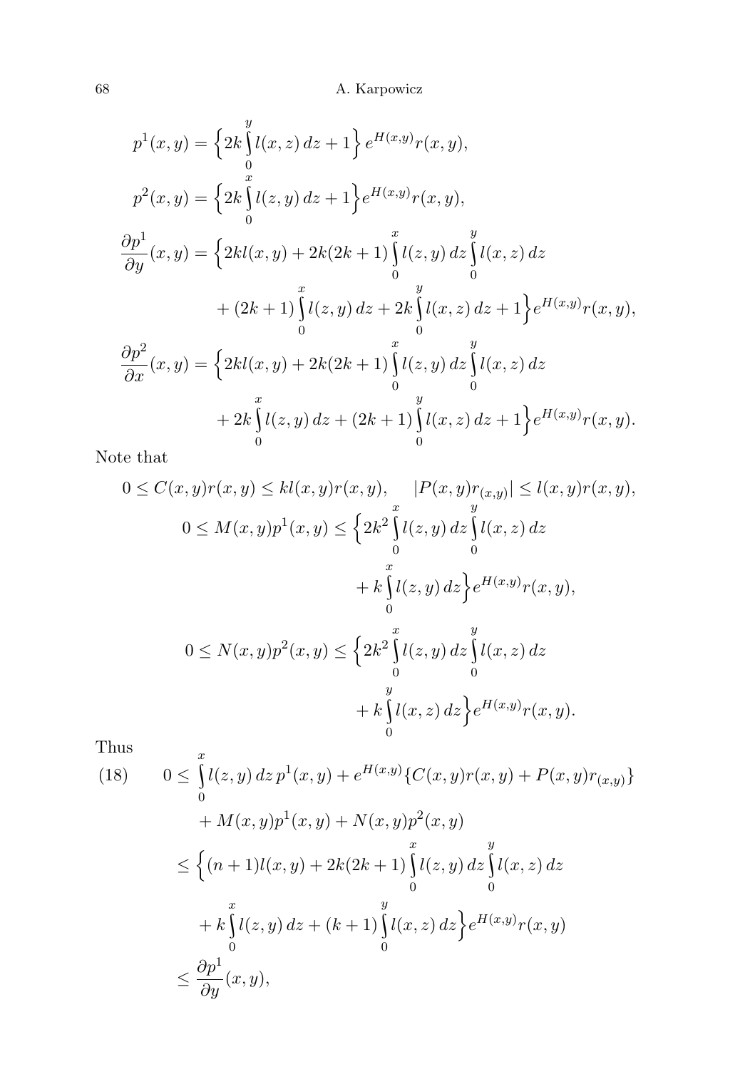$$
p^1(x,y) = \Big\{2k\int_0^y l(x,z)\,dz + 1\Big\}\, e^{H(x,y)} r(x,y),
$$

$$
p^2(x,y) = \Big\{2k\int_0^x l(z,y)\,dz + 1\Big\} e^{H(x,y)} r(x,y),
$$

$$
\begin{aligned}
\frac{\partial p^1}{\partial y}(x,y) = \Big\{&2kl(x,y) + 2k(2k+1)\int_0^x l(z,y)\,dz \int_0^y l(x,z)\,dz \\
&+ (2k+1)\int_0^x l(z,y)\,dz + 2k\int_0^y l(x,z)\,dz + 1\Big\} e^{H(x,y)} r(x,y),
\end{aligned}
$$

$$
\begin{aligned}
\frac{\partial p^2}{\partial x}(x,y) = \Big\{&2kl(x,y) + 2k(2k+1)\int_0^x l(z,y)\,dz \int_0^y l(x,z)\,dz \\
&+ 2k\int_0^x l(z,y)\,dz + (2k+1)\int_0^y l(x,z)\,dz + 1\Big\} e^{H(x,y)} r(x,y).
\end{aligned}
$$

Note that

$$
0 \le C(x,y)r(x,y) \le kl(x,y)r(x,y), \qquad |P(x,y)r_{(x,y)}| \le l(x,y)r(x,y),
$$

$$
\begin{aligned}
0 \le M(x,y)p^1(x,y) \le \Big\{&2k^2\int_0^x l(z,y)\,dz \int_0^y l(x,z)\,dz \\
&+ k\int_0^x l(z,y)\,dz\Big\} e^{H(x,y)} r(x,y),
\end{aligned}
$$

$$
\begin{aligned}
0 \le N(x,y)p^2(x,y) \le \Big\{&2k^2\int_0^x l(z,y)\,dz \int_0^y l(x,z)\,dz \\
&+ k\int_0^y l(x,z)\,dz\Big\} e^{H(x,y)} r(x,y).
\end{aligned}
$$

Thus

$$
\begin{aligned}
(18)\qquad 0 &\le \int_0^x l(z,y)\,dz\, p^1(x,y) + e^{H(x,y)}\{C(x,y)r(x,y) + P(x,y)r_{(x,y)}\} \\
&\quad + M(x,y)p^1(x,y) + N(x,y)p^2(x,y) \\
&\le \Big\{(n+1)l(x,y) + 2k(2k+1)\int_0^x l(z,y)\,dz \int_0^y l(x,z)\,dz \\
&\quad + k\int_0^x l(z,y)\,dz + (k+1)\int_0^y l(x,z)\,dz\Big\} e^{H(x,y)} r(x,y) \\
&\le \frac{\partial p^1}{\partial y}(x,y),
\end{aligned}
$$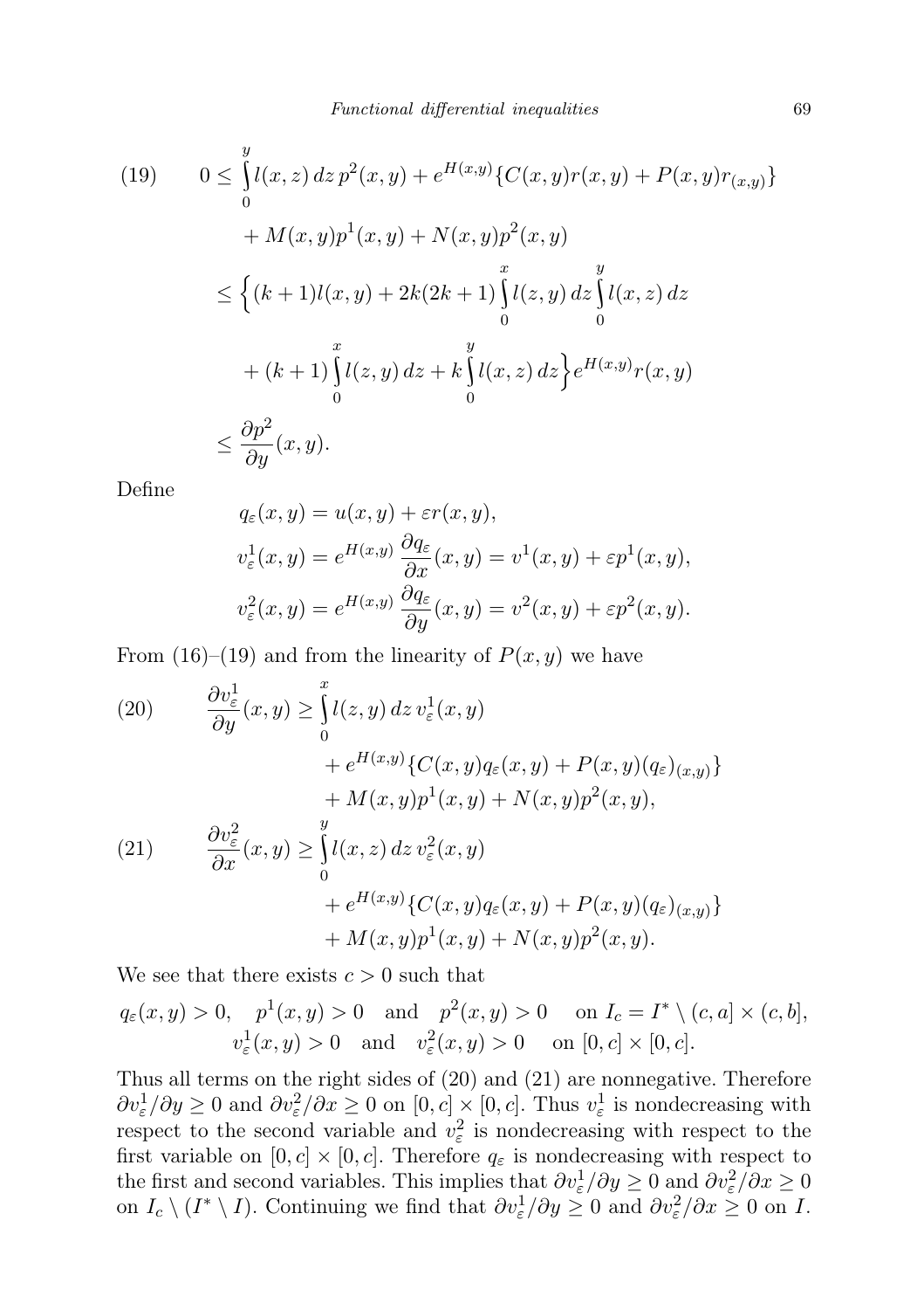$$
\begin{aligned}
(19) \qquad 0 &\le \int_0^y l(x,z)\,dz\,p^2(x,y) + e^{H(x,y)}\{C(x,y)r(x,y) + P(x,y)r_{(x,y)}\} \\
&\quad + M(x,y)p^1(x,y) + N(x,y)p^2(x,y) \\
&\le \Big\{(k+1)l(x,y) + 2k(2k+1)\int_0^x l(z,y)\,dz \int_0^y l(x,z)\,dz \\
&\quad + (k+1)\int_0^x l(z,y)\,dz + k\int_0^y l(x,z)\,dz\Big\} e^{H(x,y)} r(x,y) \\
&\le \frac{\partial p^2}{\partial y}(x,y).
\end{aligned}
$$

Define

$$
\begin{aligned}
q_\varepsilon(x,y) &= u(x,y) + \varepsilon r(x,y), \\
v_\varepsilon^1(x,y) &= e^{H(x,y)}\frac{\partial q_\varepsilon}{\partial x}(x,y) = v^1(x,y) + \varepsilon p^1(x,y), \\
v_\varepsilon^2(x,y) &= e^{H(x,y)}\frac{\partial q_\varepsilon}{\partial y}(x,y) = v^2(x,y) + \varepsilon p^2(x,y).
\end{aligned}
$$

From (16)–(19) and from the linearity of $P(x,y)$ we have

$$
\begin{aligned}
(20) \qquad \frac{\partial v_\varepsilon^1}{\partial y}(x,y) &\ge \int_0^x l(z,y)\,dz\,v_\varepsilon^1(x,y) \\
&\quad + e^{H(x,y)}\{C(x,y)q_\varepsilon(x,y) + P(x,y)(q_\varepsilon)_{(x,y)}\} \\
&\quad + M(x,y)p^1(x,y) + N(x,y)p^2(x,y), \\
(21) \qquad \frac{\partial v_\varepsilon^2}{\partial x}(x,y) &\ge \int_0^y l(x,z)\,dz\,v_\varepsilon^2(x,y) \\
&\quad + e^{H(x,y)}\{C(x,y)q_\varepsilon(x,y) + P(x,y)(q_\varepsilon)_{(x,y)}\} \\
&\quad + M(x,y)p^1(x,y) + N(x,y)p^2(x,y).
\end{aligned}
$$

We see that there exists $c > 0$ such that

$$
\begin{gathered}
q_\varepsilon(x,y) > 0, \quad p^1(x,y) > 0 \quad \text{and} \quad p^2(x,y) > 0 \quad \text{on } I_c = I^* \setminus (c,a] \times (c,b], \\
v_\varepsilon^1(x,y) > 0 \quad \text{and} \quad v_\varepsilon^2(x,y) > 0 \quad \text{on } [0,c] \times [0,c].
\end{gathered}
$$

Thus all terms on the right sides of (20) and (21) are nonnegative. Therefore $\partial v_\varepsilon^1/\partial y \ge 0$ and $\partial v_\varepsilon^2/\partial x \ge 0$ on $[0,c] \times [0,c]$. Thus $v_\varepsilon^1$ is nondecreasing with respect to the second variable and $v_\varepsilon^2$ is nondecreasing with respect to the first variable on $[0,c] \times [0,c]$. Therefore $q_\varepsilon$ is nondecreasing with respect to the first and second variables. This implies that $\partial v_\varepsilon^1/\partial y \ge 0$ and $\partial v_\varepsilon^2/\partial x \ge 0$ on $I_c \setminus (I^* \setminus I)$. Continuing we find that $\partial v_\varepsilon^1/\partial y \ge 0$ and $\partial v_\varepsilon^2/\partial x \ge 0$ on $I$.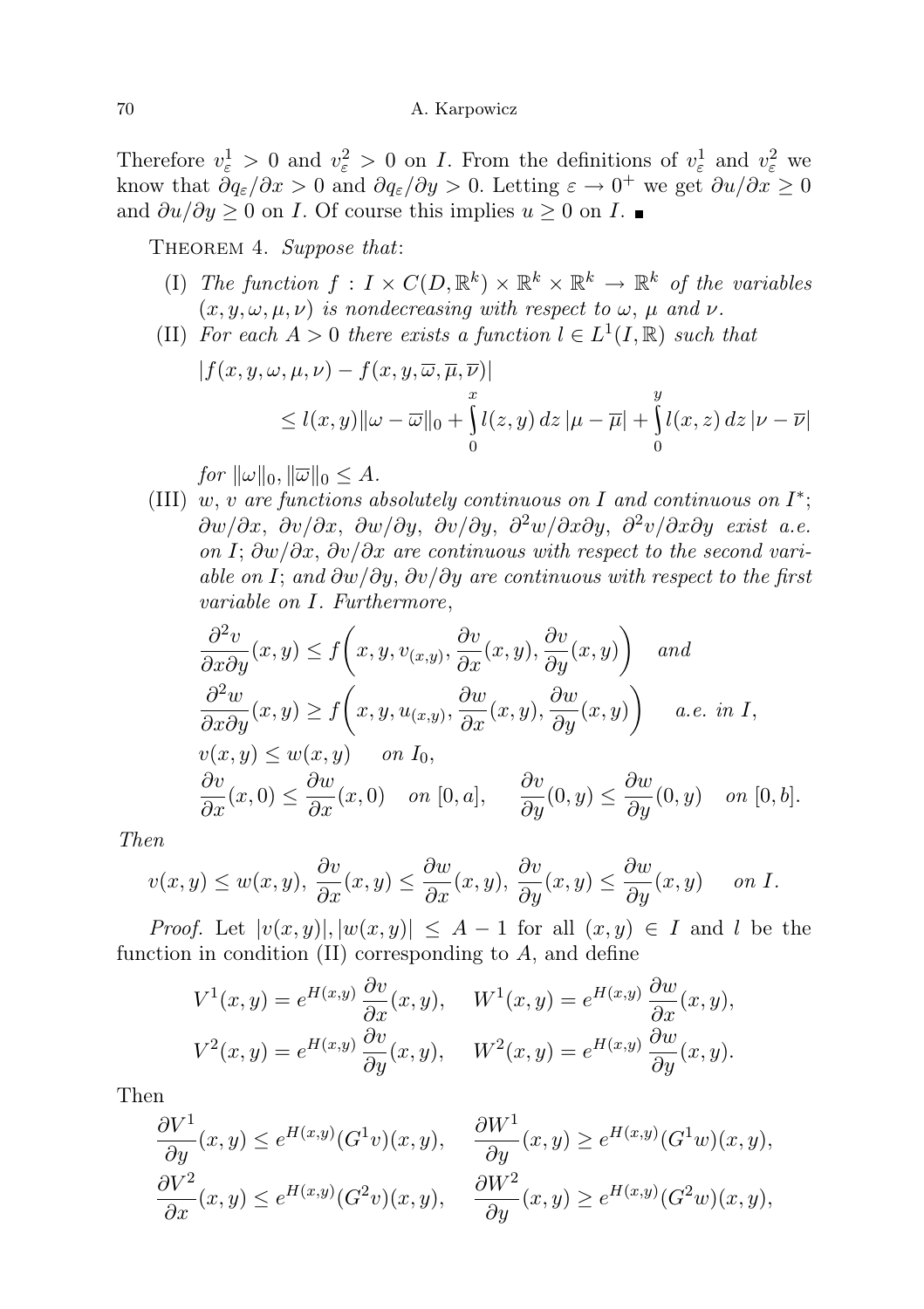Therefore $v^1_\varepsilon > 0$ and $v^2_\varepsilon > 0$ on $I$. From the definitions of $v^1_\varepsilon$ and $v^2_\varepsilon$ we know that $\partial q_\varepsilon/\partial x > 0$ and $\partial q_\varepsilon/\partial y > 0$. Letting $\varepsilon \to 0^+$ we get $\partial u/\partial x \geq 0$ and $\partial u/\partial y \geq 0$ on $I$. Of course this implies $u \geq 0$ on $I$. ■

THEOREM 4. *Suppose that*:

(I) *The function* $f : I \times C(D, \mathbb{R}^k) \times \mathbb{R}^k \times \mathbb{R}^k \to \mathbb{R}^k$ *of the variables* $(x, y, \omega, \mu, \nu)$ *is nondecreasing with respect to* $\omega$, $\mu$ *and* $\nu$.

(II) *For each* $A > 0$ *there exists a function* $l \in L^1(I, \mathbb{R})$ *such that*

$$|f(x, y, \omega, \mu, \nu) - f(x, y, \overline{\omega}, \overline{\mu}, \overline{\nu})| \leq l(x, y)\|\omega - \overline{\omega}\|_0 + \int_0^x l(z, y)\, dz\, |\mu - \overline{\mu}| + \int_0^y l(x, z)\, dz\, |\nu - \overline{\nu}|$$

*for* $\|\omega\|_0, \|\overline{\omega}\|_0 \leq A$.

(III) $w$, $v$ *are functions absolutely continuous on* $I$ *and continuous on* $I^*$; $\partial w/\partial x$, $\partial v/\partial x$, $\partial w/\partial y$, $\partial v/\partial y$, $\partial^2 w/\partial x \partial y$, $\partial^2 v/\partial x \partial y$ *exist a.e. on* $I$; $\partial w/\partial x$, $\partial v/\partial x$ *are continuous with respect to the second variable on* $I$; *and* $\partial w/\partial y$, $\partial v/\partial y$ *are continuous with respect to the first variable on* $I$. *Furthermore*,

$$\frac{\partial^2 v}{\partial x \partial y}(x, y) \leq f\left(x, y, v_{(x,y)}, \frac{\partial v}{\partial x}(x, y), \frac{\partial v}{\partial y}(x, y)\right) \quad \textit{and}$$

$$\frac{\partial^2 w}{\partial x \partial y}(x, y) \geq f\left(x, y, u_{(x,y)}, \frac{\partial w}{\partial x}(x, y), \frac{\partial w}{\partial y}(x, y)\right) \quad \textit{a.e. in } I,$$

$$v(x, y) \leq w(x, y) \quad \textit{on } I_0,$$

$$\frac{\partial v}{\partial x}(x, 0) \leq \frac{\partial w}{\partial x}(x, 0) \quad \textit{on } [0, a], \qquad \frac{\partial v}{\partial y}(0, y) \leq \frac{\partial w}{\partial y}(0, y) \quad \textit{on } [0, b].$$

*Then*

$$v(x, y) \leq w(x, y),\ \frac{\partial v}{\partial x}(x, y) \leq \frac{\partial w}{\partial x}(x, y),\ \frac{\partial v}{\partial y}(x, y) \leq \frac{\partial w}{\partial y}(x, y) \quad \textit{on } I.$$

*Proof.* Let $|v(x, y)|, |w(x, y)| \leq A - 1$ for all $(x, y) \in I$ and $l$ be the function in condition (II) corresponding to $A$, and define

$$V^1(x, y) = e^{H(x,y)} \frac{\partial v}{\partial x}(x, y), \quad W^1(x, y) = e^{H(x,y)} \frac{\partial w}{\partial x}(x, y),$$

$$V^2(x, y) = e^{H(x,y)} \frac{\partial v}{\partial y}(x, y), \quad W^2(x, y) = e^{H(x,y)} \frac{\partial w}{\partial y}(x, y).$$

Then

$$\frac{\partial V^1}{\partial y}(x, y) \leq e^{H(x,y)}(G^1 v)(x, y), \quad \frac{\partial W^1}{\partial y}(x, y) \geq e^{H(x,y)}(G^1 w)(x, y),$$

$$\frac{\partial V^2}{\partial x}(x, y) \leq e^{H(x,y)}(G^2 v)(x, y), \quad \frac{\partial W^2}{\partial y}(x, y) \geq e^{H(x,y)}(G^2 w)(x, y),$$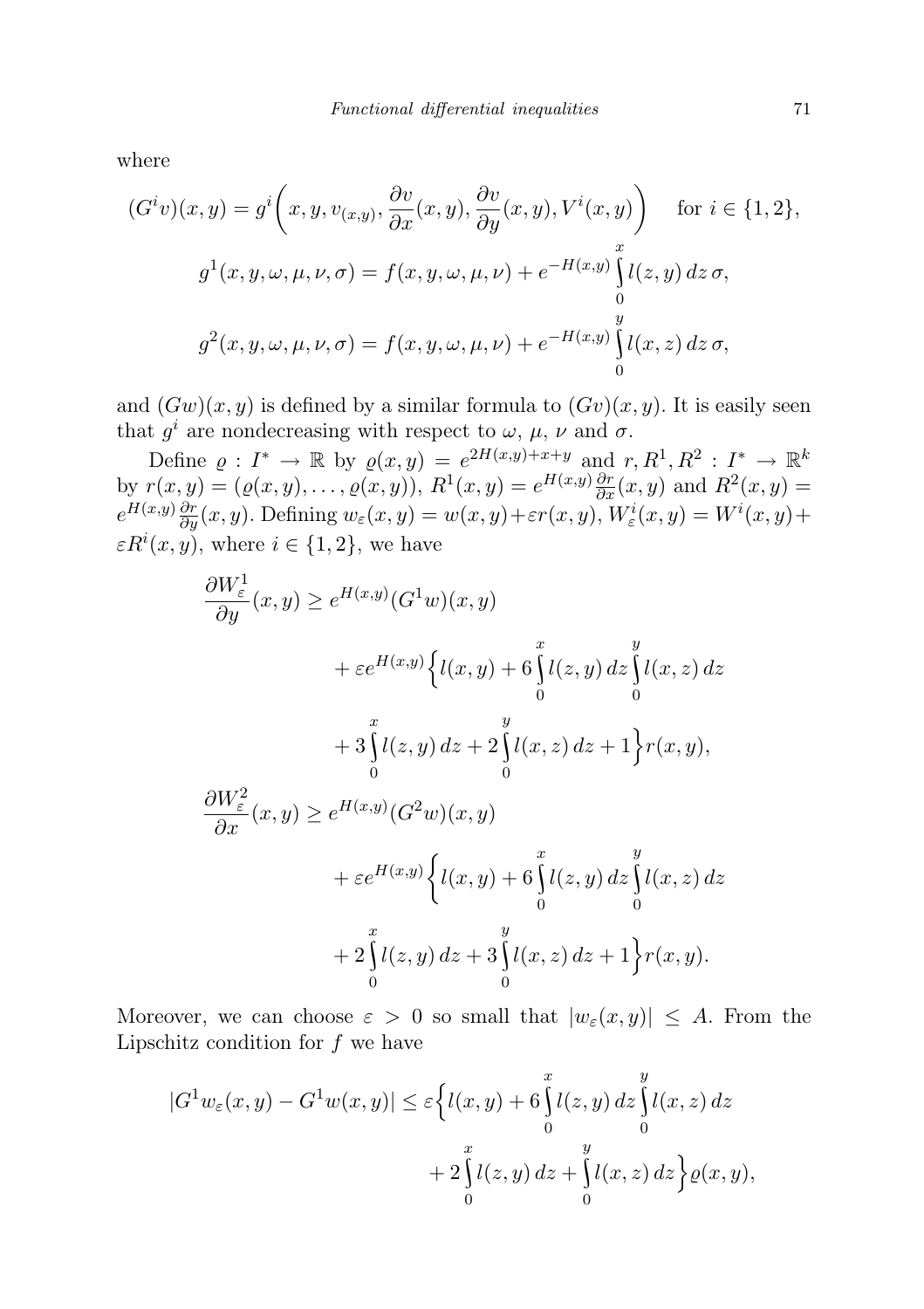where

$$(G^i v)(x,y) = g^i\bigg(x, y, v_{(x,y)}, \frac{\partial v}{\partial x}(x,y), \frac{\partial v}{\partial y}(x,y), V^i(x,y)\bigg) \quad \text{for } i \in \{1,2\},$$

$$g^1(x,y,\omega,\mu,\nu,\sigma) = f(x,y,\omega,\mu,\nu) + e^{-H(x,y)} \int_0^x l(z,y)\,dz\,\sigma,$$

$$g^2(x,y,\omega,\mu,\nu,\sigma) = f(x,y,\omega,\mu,\nu) + e^{-H(x,y)} \int_0^y l(x,z)\,dz\,\sigma,$$

and $(Gw)(x,y)$ is defined by a similar formula to $(Gv)(x,y)$. It is easily seen that $g^i$ are nondecreasing with respect to $\omega$, $\mu$, $\nu$ and $\sigma$.

Define $\varrho : I^* \to \mathbb{R}$ by $\varrho(x,y) = e^{2H(x,y)+x+y}$ and $r, R^1, R^2 : I^* \to \mathbb{R}^k$ by $r(x,y) = (\varrho(x,y), \ldots, \varrho(x,y))$, $R^1(x,y) = e^{H(x,y)} \frac{\partial r}{\partial x}(x,y)$ and $R^2(x,y) = e^{H(x,y)} \frac{\partial r}{\partial y}(x,y)$. Defining $w_\varepsilon(x,y) = w(x,y) + \varepsilon r(x,y)$, $W^i_\varepsilon(x,y) = W^i(x,y) + \varepsilon R^i(x,y)$, where $i \in \{1,2\}$, we have

$$\begin{aligned}
\frac{\partial W^1_\varepsilon}{\partial y}(x,y) &\geq e^{H(x,y)}(G^1 w)(x,y) \\
&\quad + \varepsilon e^{H(x,y)} \bigg\{ l(x,y) + 6 \int_0^x l(z,y)\,dz \int_0^y l(x,z)\,dz \\
&\quad + 3 \int_0^x l(z,y)\,dz + 2 \int_0^y l(x,z)\,dz + 1 \bigg\} r(x,y), \\
\frac{\partial W^2_\varepsilon}{\partial x}(x,y) &\geq e^{H(x,y)}(G^2 w)(x,y) \\
&\quad + \varepsilon e^{H(x,y)} \bigg\{ l(x,y) + 6 \int_0^x l(z,y)\,dz \int_0^y l(x,z)\,dz \\
&\quad + 2 \int_0^x l(z,y)\,dz + 3 \int_0^y l(x,z)\,dz + 1 \bigg\} r(x,y).
\end{aligned}$$

Moreover, we can choose $\varepsilon > 0$ so small that $|w_\varepsilon(x,y)| \leq A$. From the Lipschitz condition for $f$ we have

$$\begin{aligned}
|G^1 w_\varepsilon(x,y) - G^1 w(x,y)| &\leq \varepsilon \bigg\{ l(x,y) + 6 \int_0^x l(z,y)\,dz \int_0^y l(x,z)\,dz \\
&\quad + 2 \int_0^x l(z,y)\,dz + \int_0^y l(x,z)\,dz \bigg\} \varrho(x,y),
\end{aligned}$$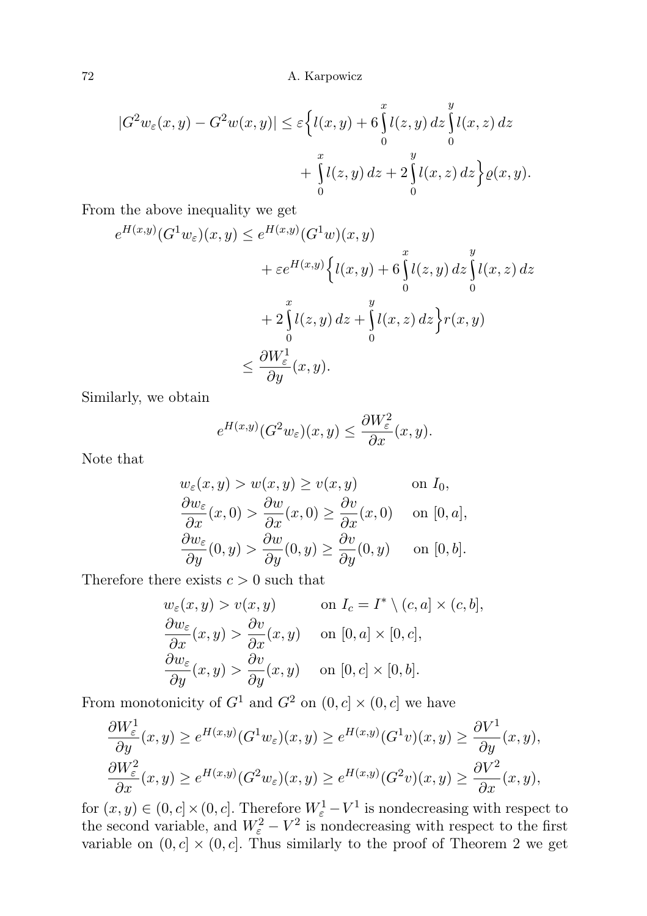$$|G^2 w_\varepsilon(x,y) - G^2 w(x,y)| \le \varepsilon \Big\{ l(x,y) + 6 \int_0^x l(z,y)\,dz \int_0^y l(x,z)\,dz + \int_0^x l(z,y)\,dz + 2 \int_0^y l(x,z)\,dz \Big\} \varrho(x,y).$$

From the above inequality we get

$$\begin{aligned} e^{H(x,y)}(G^1 w_\varepsilon)(x,y) &\le e^{H(x,y)}(G^1 w)(x,y) \\ &\quad + \varepsilon e^{H(x,y)} \Big\{ l(x,y) + 6 \int_0^x l(z,y)\,dz \int_0^y l(x,z)\,dz \\ &\quad + 2 \int_0^x l(z,y)\,dz + \int_0^y l(x,z)\,dz \Big\} r(x,y) \\ &\le \frac{\partial W_\varepsilon^1}{\partial y}(x,y). \end{aligned}$$

Similarly, we obtain

$$e^{H(x,y)}(G^2 w_\varepsilon)(x,y) \le \frac{\partial W_\varepsilon^2}{\partial x}(x,y).$$

Note that

$$\begin{aligned} & w_\varepsilon(x,y) > w(x,y) \ge v(x,y) && \text{on } I_0, \\ & \frac{\partial w_\varepsilon}{\partial x}(x,0) > \frac{\partial w}{\partial x}(x,0) \ge \frac{\partial v}{\partial x}(x,0) && \text{on } [0,a], \\ & \frac{\partial w_\varepsilon}{\partial y}(0,y) > \frac{\partial w}{\partial y}(0,y) \ge \frac{\partial v}{\partial y}(0,y) && \text{on } [0,b]. \end{aligned}$$

Therefore there exists $c > 0$ such that

$$\begin{aligned} & w_\varepsilon(x,y) > v(x,y) && \text{on } I_c = I^* \setminus (c,a] \times (c,b], \\ & \frac{\partial w_\varepsilon}{\partial x}(x,y) > \frac{\partial v}{\partial x}(x,y) && \text{on } [0,a] \times [0,c], \\ & \frac{\partial w_\varepsilon}{\partial y}(x,y) > \frac{\partial v}{\partial y}(x,y) && \text{on } [0,c] \times [0,b]. \end{aligned}$$

From monotonicity of $G^1$ and $G^2$ on $(0,c] \times (0,c]$ we have

$$\begin{aligned} \frac{\partial W_\varepsilon^1}{\partial y}(x,y) &\ge e^{H(x,y)}(G^1 w_\varepsilon)(x,y) \ge e^{H(x,y)}(G^1 v)(x,y) \ge \frac{\partial V^1}{\partial y}(x,y), \\ \frac{\partial W_\varepsilon^2}{\partial x}(x,y) &\ge e^{H(x,y)}(G^2 w_\varepsilon)(x,y) \ge e^{H(x,y)}(G^2 v)(x,y) \ge \frac{\partial V^2}{\partial x}(x,y), \end{aligned}$$

for $(x,y) \in (0,c] \times (0,c]$. Therefore $W_\varepsilon^1 - V^1$ is nondecreasing with respect to the second variable, and $W_\varepsilon^2 - V^2$ is nondecreasing with respect to the first variable on $(0,c] \times (0,c]$. Thus similarly to the proof of Theorem 2 we get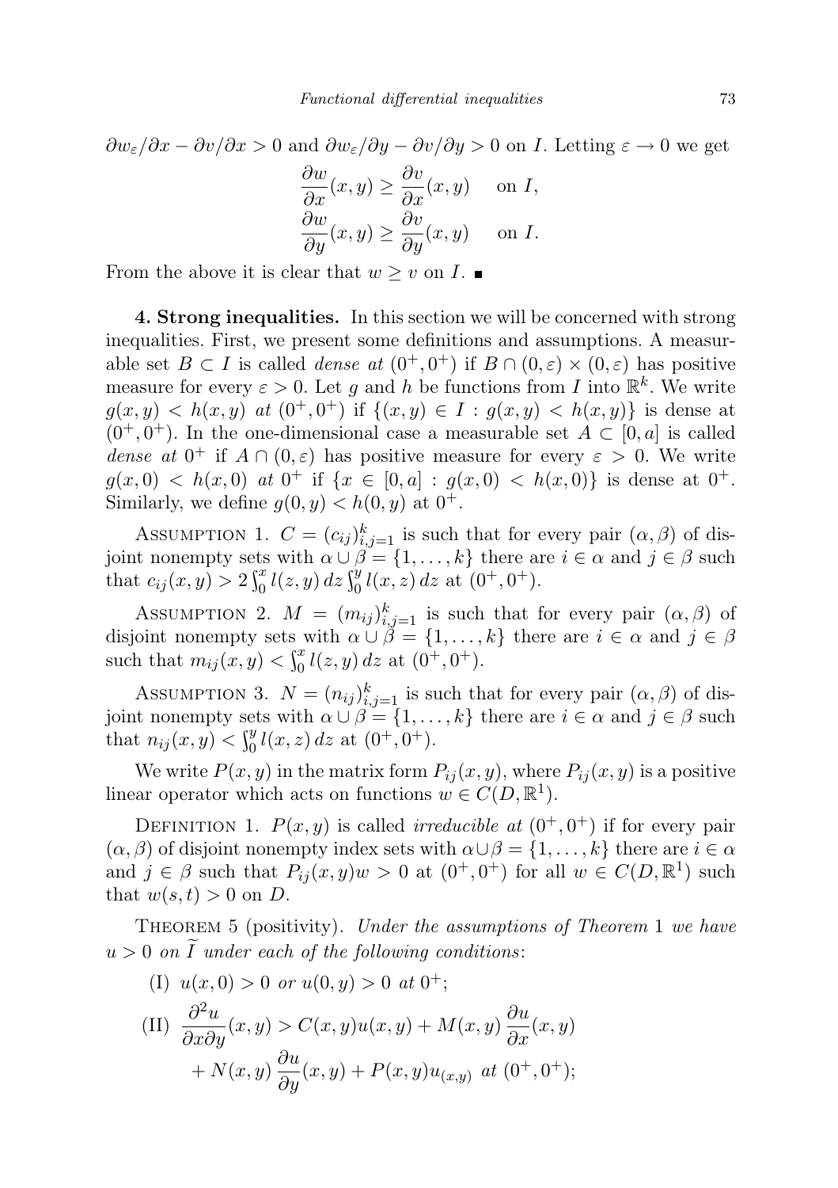$\partial w_\varepsilon/\partial x - \partial v/\partial x > 0$ and $\partial w_\varepsilon/\partial y - \partial v/\partial y > 0$ on $I$. Letting $\varepsilon \to 0$ we get

$$\frac{\partial w}{\partial x}(x,y) \geq \frac{\partial v}{\partial x}(x,y) \quad \text{ on } I,$$
$$\frac{\partial w}{\partial y}(x,y) \geq \frac{\partial v}{\partial y}(x,y) \quad \text{ on } I.$$

From the above it is clear that $w \geq v$ on $I$. ■

**4. Strong inequalities.** In this section we will be concerned with strong inequalities. First, we present some definitions and assumptions. A measurable set $B \subset I$ is called *dense at* $(0^+, 0^+)$ if $B \cap (0,\varepsilon) \times (0,\varepsilon)$ has positive measure for every $\varepsilon > 0$. Let $g$ and $h$ be functions from $I$ into $\mathbb{R}^k$. We write $g(x,y) < h(x,y)$ *at* $(0^+,0^+)$ if $\{(x,y) \in I : g(x,y) < h(x,y)\}$ is dense at $(0^+,0^+)$. In the one-dimensional case a measurable set $A \subset [0,a]$ is called *dense at* $0^+$ if $A \cap (0,\varepsilon)$ has positive measure for every $\varepsilon > 0$. We write $g(x,0) < h(x,0)$ *at* $0^+$ if $\{x \in [0,a] : g(x,0) < h(x,0)\}$ is dense at $0^+$. Similarly, we define $g(0,y) < h(0,y)$ at $0^+$.

Assumption 1. $C = (c_{ij})_{i,j=1}^k$ is such that for every pair $(\alpha,\beta)$ of disjoint nonempty sets with $\alpha \cup \beta = \{1,\dots,k\}$ there are $i \in \alpha$ and $j \in \beta$ such that $c_{ij}(x,y) > 2\int_0^x l(z,y)\,dz \int_0^y l(x,z)\,dz$ at $(0^+,0^+)$.

Assumption 2. $M = (m_{ij})_{i,j=1}^k$ is such that for every pair $(\alpha,\beta)$ of disjoint nonempty sets with $\alpha \cup \beta = \{1,\dots,k\}$ there are $i \in \alpha$ and $j \in \beta$ such that $m_{ij}(x,y) < \int_0^x l(z,y)\,dz$ at $(0^+,0^+)$.

Assumption 3. $N = (n_{ij})_{i,j=1}^k$ is such that for every pair $(\alpha,\beta)$ of disjoint nonempty sets with $\alpha \cup \beta = \{1,\dots,k\}$ there are $i \in \alpha$ and $j \in \beta$ such that $n_{ij}(x,y) < \int_0^y l(x,z)\,dz$ at $(0^+,0^+)$.

We write $P(x,y)$ in the matrix form $P_{ij}(x,y)$, where $P_{ij}(x,y)$ is a positive linear operator which acts on functions $w \in C(D,\mathbb{R}^1)$.

Definition 1. $P(x,y)$ is called *irreducible at* $(0^+,0^+)$ if for every pair $(\alpha,\beta)$ of disjoint nonempty index sets with $\alpha \cup \beta = \{1,\dots,k\}$ there are $i \in \alpha$ and $j \in \beta$ such that $P_{ij}(x,y)w > 0$ at $(0^+,0^+)$ for all $w \in C(D,\mathbb{R}^1)$ such that $w(s,t) > 0$ on $D$.

Theorem 5 (positivity). *Under the assumptions of Theorem* 1 *we have* $u > 0$ *on* $\widetilde{I}$ *under each of the following conditions*:

(I) $u(x,0) > 0$ *or* $u(0,y) > 0$ *at* $0^+$;

(II) $$\frac{\partial^2 u}{\partial x \partial y}(x,y) > C(x,y)u(x,y) + M(x,y)\frac{\partial u}{\partial x}(x,y) + N(x,y)\frac{\partial u}{\partial y}(x,y) + P(x,y)u_{(x,y)} \text{ at } (0^+,0^+);$$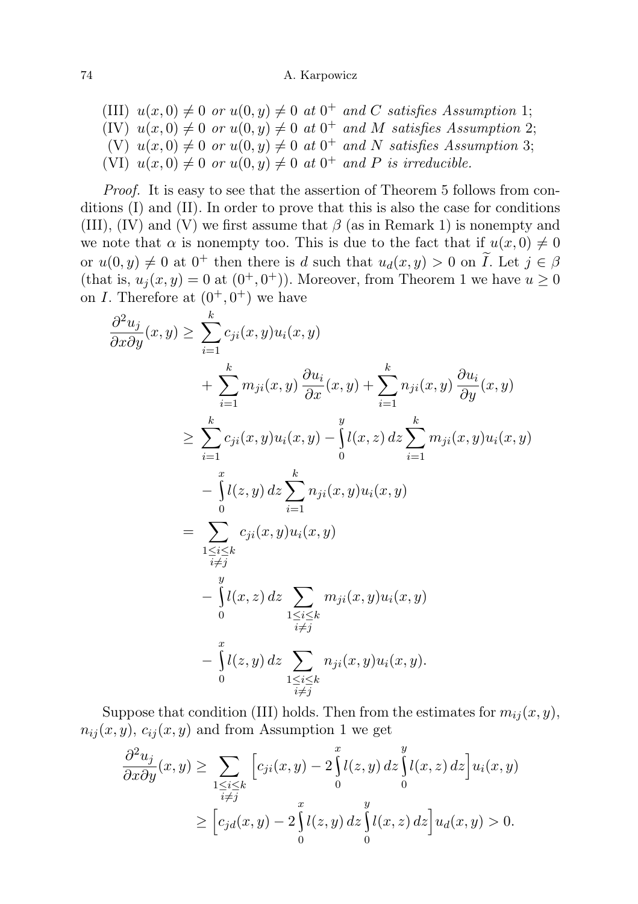(III) $u(x, 0) \neq 0$ *or* $u(0, y) \neq 0$ *at* $0^+$ *and* $C$ *satisfies Assumption* 1;

(IV) $u(x, 0) \neq 0$ *or* $u(0, y) \neq 0$ *at* $0^+$ *and* $M$ *satisfies Assumption* 2;

(V) $u(x, 0) \neq 0$ *or* $u(0, y) \neq 0$ *at* $0^+$ *and* $N$ *satisfies Assumption* 3;

(VI) $u(x, 0) \neq 0$ *or* $u(0, y) \neq 0$ *at* $0^+$ *and* $P$ *is irreducible.*

*Proof.* It is easy to see that the assertion of Theorem 5 follows from conditions (I) and (II). In order to prove that this is also the case for conditions (III), (IV) and (V) we first assume that $\beta$ (as in Remark 1) is nonempty and we note that $\alpha$ is nonempty too. This is due to the fact that if $u(x, 0) \neq 0$ or $u(0, y) \neq 0$ at $0^+$ then there is $d$ such that $u_d(x, y) > 0$ on $\widetilde{I}$. Let $j \in \beta$ (that is, $u_j(x, y) = 0$ at $(0^+, 0^+)$). Moreover, from Theorem 1 we have $u \geq 0$ on $I$. Therefore at $(0^+, 0^+)$ we have

$$
\begin{aligned}
\frac{\partial^2 u_j}{\partial x \partial y}(x, y) \geq & \sum_{i=1}^{k} c_{ji}(x, y) u_i(x, y) \\
& + \sum_{i=1}^{k} m_{ji}(x, y) \frac{\partial u_i}{\partial x}(x, y) + \sum_{i=1}^{k} n_{ji}(x, y) \frac{\partial u_i}{\partial y}(x, y) \\
\geq & \sum_{i=1}^{k} c_{ji}(x, y) u_i(x, y) - \int_0^y l(x, z)\, dz \sum_{i=1}^{k} m_{ji}(x, y) u_i(x, y) \\
& - \int_0^x l(z, y)\, dz \sum_{i=1}^{k} n_{ji}(x, y) u_i(x, y) \\
= & \sum_{\substack{1 \leq i \leq k \\ i \neq j}} c_{ji}(x, y) u_i(x, y) \\
& - \int_0^y l(x, z)\, dz \sum_{\substack{1 \leq i \leq k \\ i \neq j}} m_{ji}(x, y) u_i(x, y) \\
& - \int_0^x l(z, y)\, dz \sum_{\substack{1 \leq i \leq k \\ i \neq j}} n_{ji}(x, y) u_i(x, y).
\end{aligned}
$$

Suppose that condition (III) holds. Then from the estimates for $m_{ij}(x, y)$, $n_{ij}(x, y)$, $c_{ij}(x, y)$ and from Assumption 1 we get

$$
\begin{aligned}
\frac{\partial^2 u_j}{\partial x \partial y}(x, y) &\geq \sum_{\substack{1 \leq i \leq k \\ i \neq j}} \Big[ c_{ji}(x, y) - 2 \int_0^x l(z, y)\, dz \int_0^y l(x, z)\, dz \Big] u_i(x, y) \\
&\geq \Big[ c_{jd}(x, y) - 2 \int_0^x l(z, y)\, dz \int_0^y l(x, z)\, dz \Big] u_d(x, y) > 0.
\end{aligned}
$$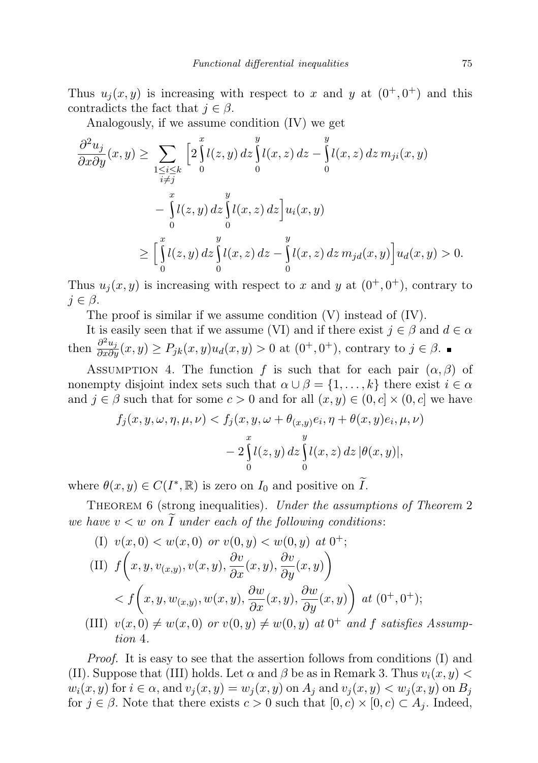Thus $u_j(x,y)$ is increasing with respect to $x$ and $y$ at $(0^+,0^+)$ and this contradicts the fact that $j\in\beta$.

Analogously, if we assume condition (IV) we get

$$\begin{aligned}
\frac{\partial^2 u_j}{\partial x\partial y}(x,y) \ge \sum_{\substack{1\le i\le k\\ i\ne j}} \Big[2\int_0^x l(z,y)\,dz\int_0^y l(x,z)\,dz - \int_0^y l(x,z)\,dz\, m_{ji}(x,y) \\
- \int_0^x l(z,y)\,dz\int_0^y l(x,z)\,dz\Big]u_i(x,y) \\
\ge \Big[\int_0^x l(z,y)\,dz\int_0^y l(x,z)\,dz - \int_0^y l(x,z)\,dz\, m_{jd}(x,y)\Big]u_d(x,y) > 0.
\end{aligned}$$

Thus $u_j(x,y)$ is increasing with respect to $x$ and $y$ at $(0^+,0^+)$, contrary to $j\in\beta$.

The proof is similar if we assume condition (V) instead of (IV).

It is easily seen that if we assume (VI) and if there exist $j\in\beta$ and $d\in\alpha$ then $\frac{\partial^2 u_j}{\partial x\partial y}(x,y)\ge P_{jk}(x,y)u_d(x,y)>0$ at $(0^+,0^+)$, contrary to $j\in\beta$. ∎

Assumption 4. The function $f$ is such that for each pair $(\alpha,\beta)$ of nonempty disjoint index sets such that $\alpha\cup\beta=\{1,\dots,k\}$ there exist $i\in\alpha$ and $j\in\beta$ such that for some $c>0$ and for all $(x,y)\in(0,c]\times(0,c]$ we have

$$\begin{aligned}
f_j(x,y,\omega,\eta,\mu,\nu) < f_j(x,y,\omega+\theta_{(x,y)}e_i,\eta+\theta(x,y)e_i,\mu,\nu) \\
- 2\int_0^x l(z,y)\,dz\int_0^y l(x,z)\,dz\,|\theta(x,y)|,
\end{aligned}$$

where $\theta(x,y)\in C(I^*,\mathbb{R})$ is zero on $I_0$ and positive on $\widetilde{I}$.

Theorem 6 (strong inequalities). *Under the assumptions of Theorem 2 we have $v<w$ on $\widetilde{I}$ under each of the following conditions*:

(I) $v(x,0)<w(x,0)$ *or* $v(0,y)<w(0,y)$ *at* $0^+$;

(II) $f\Big(x,y,v_{(x,y)},v(x,y),\dfrac{\partial v}{\partial x}(x,y),\dfrac{\partial v}{\partial y}(x,y)\Big) < f\Big(x,y,w_{(x,y)},w(x,y),\dfrac{\partial w}{\partial x}(x,y),\dfrac{\partial w}{\partial y}(x,y)\Big)$ *at* $(0^+,0^+)$;

(III) $v(x,0)\ne w(x,0)$ *or* $v(0,y)\ne w(0,y)$ *at* $0^+$ *and $f$ satisfies Assumption* 4.

*Proof.* It is easy to see that the assertion follows from conditions (I) and (II). Suppose that (III) holds. Let $\alpha$ and $\beta$ be as in Remark 3. Thus $v_i(x,y)<w_i(x,y)$ for $i\in\alpha$, and $v_j(x,y)=w_j(x,y)$ on $A_j$ and $v_j(x,y)<w_j(x,y)$ on $B_j$ for $j\in\beta$. Note that there exists $c>0$ such that $[0,c)\times[0,c)\subset A_j$. Indeed,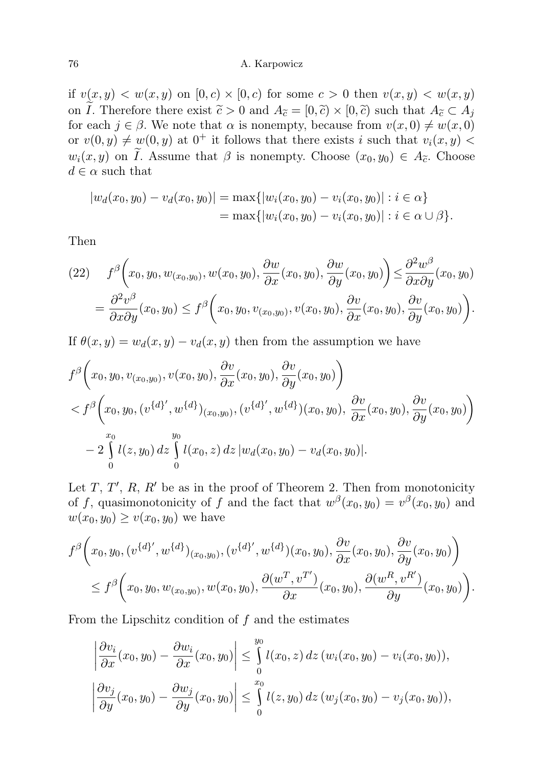if $v(x,y) < w(x,y)$ on $[0,c) \times [0,c)$ for some $c > 0$ then $v(x,y) < w(x,y)$ on $\widetilde{I}$. Therefore there exist $\widetilde{c} > 0$ and $A_{\widetilde{c}} = [0,\widetilde{c}) \times [0,\widetilde{c})$ such that $A_{\widetilde{c}} \subset A_j$ for each $j \in \beta$. We note that $\alpha$ is nonempty, because from $v(x,0) \neq w(x,0)$ or $v(0,y) \neq w(0,y)$ at $0^+$ it follows that there exists $i$ such that $v_i(x,y) < w_i(x,y)$ on $\widetilde{I}$. Assume that $\beta$ is nonempty. Choose $(x_0,y_0) \in A_{\widetilde{c}}$. Choose $d \in \alpha$ such that

$$
\begin{aligned}
|w_d(x_0,y_0) - v_d(x_0,y_0)| &= \max\{|w_i(x_0,y_0) - v_i(x_0,y_0)| : i \in \alpha\} \\
&= \max\{|w_i(x_0,y_0) - v_i(x_0,y_0)| : i \in \alpha \cup \beta\}.
\end{aligned}
$$

Then

$$
\begin{aligned}
(22) \quad & f^\beta\biggl(x_0, y_0, w_{(x_0,y_0)}, w(x_0,y_0), \frac{\partial w}{\partial x}(x_0,y_0), \frac{\partial w}{\partial y}(x_0,y_0)\biggr) \le \frac{\partial^2 w^\beta}{\partial x \partial y}(x_0,y_0) \\
&= \frac{\partial^2 v^\beta}{\partial x \partial y}(x_0,y_0) \le f^\beta\biggl(x_0, y_0, v_{(x_0,y_0)}, v(x_0,y_0), \frac{\partial v}{\partial x}(x_0,y_0), \frac{\partial v}{\partial y}(x_0,y_0)\biggr).
\end{aligned}
$$

If $\theta(x,y) = w_d(x,y) - v_d(x,y)$ then from the assumption we have

$$
\begin{aligned}
& f^\beta\biggl(x_0, y_0, v_{(x_0,y_0)}, v(x_0,y_0), \frac{\partial v}{\partial x}(x_0,y_0), \frac{\partial v}{\partial y}(x_0,y_0)\biggr) \\
& < f^\beta\biggl(x_0, y_0, (v^{\{d\}'}, w^{\{d\}})_{(x_0,y_0)}, (v^{\{d\}'}, w^{\{d\}})(x_0,y_0), \ \frac{\partial v}{\partial x}(x_0,y_0), \frac{\partial v}{\partial y}(x_0,y_0)\biggr) \\
& \quad - 2\int_0^{x_0} l(z,y_0)\,dz \int_0^{y_0} l(x_0,z)\,dz\, |w_d(x_0,y_0) - v_d(x_0,y_0)|.
\end{aligned}
$$

Let $T$, $T'$, $R$, $R'$ be as in the proof of Theorem 2. Then from monotonicity of $f$, quasimonotonicity of $f$ and the fact that $w^\beta(x_0,y_0) = v^\beta(x_0,y_0)$ and $w(x_0,y_0) \ge v(x_0,y_0)$ we have

$$
\begin{aligned}
& f^\beta\biggl(x_0, y_0, (v^{\{d\}'}, w^{\{d\}})_{(x_0,y_0)}, (v^{\{d\}'}, w^{\{d\}})(x_0,y_0), \frac{\partial v}{\partial x}(x_0,y_0), \frac{\partial v}{\partial y}(x_0,y_0)\biggr) \\
& \quad \le f^\beta\biggl(x_0, y_0, w_{(x_0,y_0)}, w(x_0,y_0), \frac{\partial (w^T, v^{T'})}{\partial x}(x_0,y_0), \frac{\partial (w^R, v^{R'})}{\partial y}(x_0,y_0)\biggr).
\end{aligned}
$$

From the Lipschitz condition of $f$ and the estimates

$$
\begin{aligned}
\left|\frac{\partial v_i}{\partial x}(x_0,y_0) - \frac{\partial w_i}{\partial x}(x_0,y_0)\right| &\le \int_0^{y_0} l(x_0,z)\,dz\,(w_i(x_0,y_0) - v_i(x_0,y_0)), \\
\left|\frac{\partial v_j}{\partial y}(x_0,y_0) - \frac{\partial w_j}{\partial y}(x_0,y_0)\right| &\le \int_0^{x_0} l(z,y_0)\,dz\,(w_j(x_0,y_0) - v_j(x_0,y_0)),
\end{aligned}
$$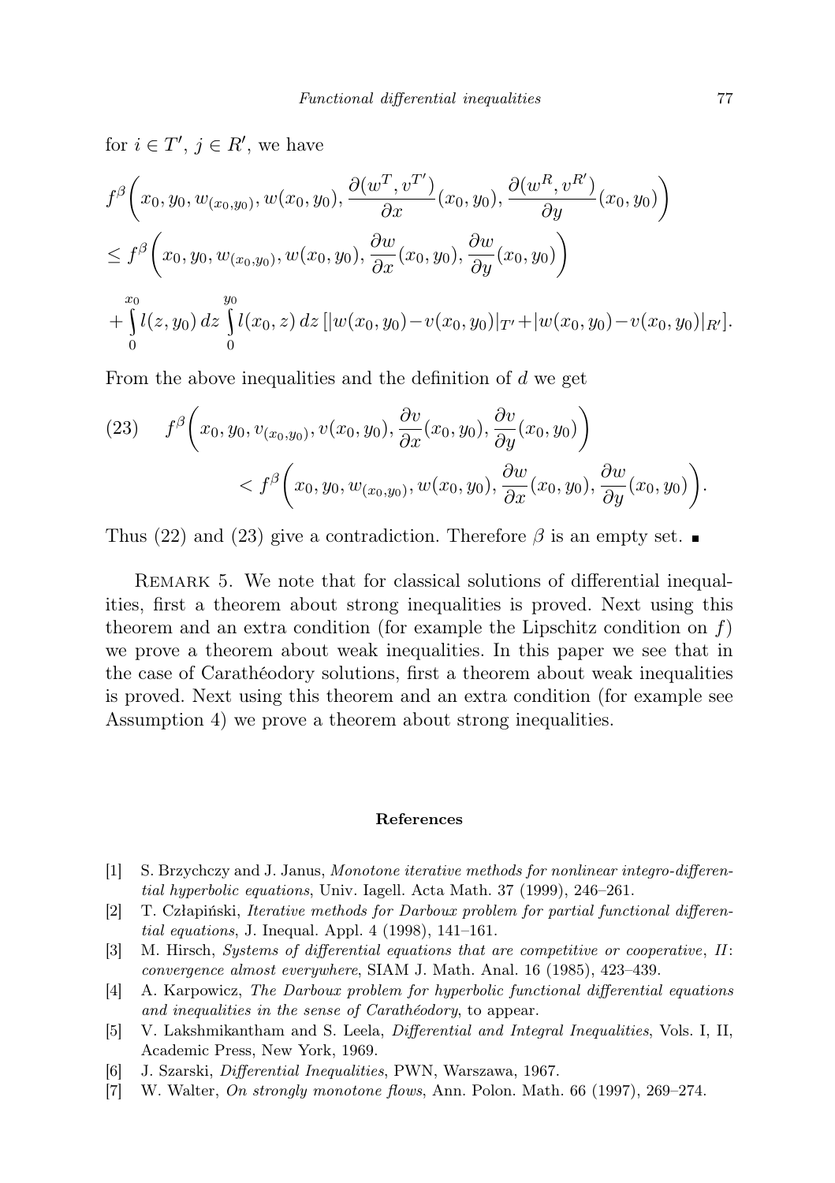for $i \in T'$, $j \in R'$, we have

$$
\begin{aligned}
&f^\beta\bigg(x_0, y_0, w_{(x_0,y_0)}, w(x_0,y_0), \frac{\partial(w^T, v^{T'})}{\partial x}(x_0,y_0), \frac{\partial(w^R, v^{R'})}{\partial y}(x_0,y_0)\bigg)\\
&\le f^\beta\bigg(x_0, y_0, w_{(x_0,y_0)}, w(x_0,y_0), \frac{\partial w}{\partial x}(x_0,y_0), \frac{\partial w}{\partial y}(x_0,y_0)\bigg)\\
&+\int_0^{x_0} l(z,y_0)\,dz \int_0^{y_0} l(x_0,z)\,dz\,[|w(x_0,y_0)-v(x_0,y_0)|_{T'}+|w(x_0,y_0)-v(x_0,y_0)|_{R'}].
\end{aligned}
$$

From the above inequalities and the definition of $d$ we get

$$
\begin{aligned}
(23)\quad &f^\beta\bigg(x_0, y_0, v_{(x_0,y_0)}, v(x_0,y_0), \frac{\partial v}{\partial x}(x_0,y_0), \frac{\partial v}{\partial y}(x_0,y_0)\bigg)\\
&\qquad< f^\beta\bigg(x_0, y_0, w_{(x_0,y_0)}, w(x_0,y_0), \frac{\partial w}{\partial x}(x_0,y_0), \frac{\partial w}{\partial y}(x_0,y_0)\bigg).
\end{aligned}
$$

Thus (22) and (23) give a contradiction. Therefore $\beta$ is an empty set. ∎

Remark 5. We note that for classical solutions of differential inequalities, first a theorem about strong inequalities is proved. Next using this theorem and an extra condition (for example the Lipschitz condition on $f$) we prove a theorem about weak inequalities. In this paper we see that in the case of Carathéodory solutions, first a theorem about weak inequalities is proved. Next using this theorem and an extra condition (for example see Assumption 4) we prove a theorem about strong inequalities.

## References

[1] S. Brzychczy and J. Janus, *Monotone iterative methods for nonlinear integro-differential hyperbolic equations*, Univ. Iagell. Acta Math. 37 (1999), 246–261.

[2] T. Człapiński, *Iterative methods for Darboux problem for partial functional differential equations*, J. Inequal. Appl. 4 (1998), 141–161.

[3] M. Hirsch, *Systems of differential equations that are competitive or cooperative, II: convergence almost everywhere*, SIAM J. Math. Anal. 16 (1985), 423–439.

[4] A. Karpowicz, *The Darboux problem for hyperbolic functional differential equations and inequalities in the sense of Carathéodory*, to appear.

[5] V. Lakshmikantham and S. Leela, *Differential and Integral Inequalities*, Vols. I, II, Academic Press, New York, 1969.

[6] J. Szarski, *Differential Inequalities*, PWN, Warszawa, 1967.

[7] W. Walter, *On strongly monotone flows*, Ann. Polon. Math. 66 (1997), 269–274.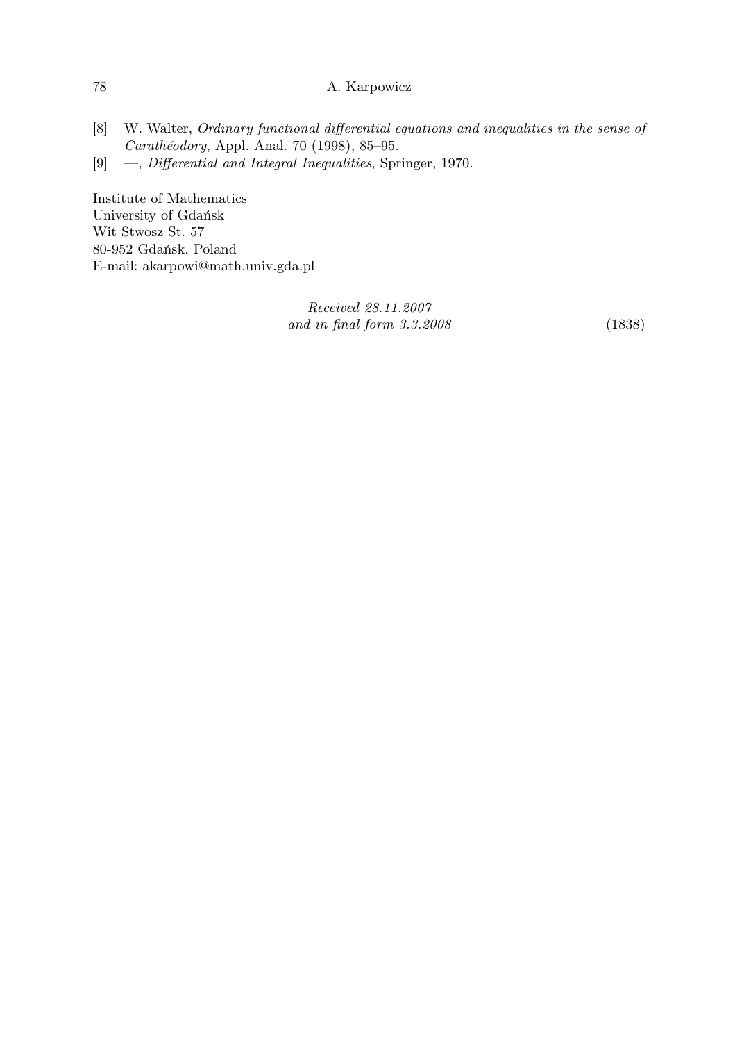[8] W. Walter, *Ordinary functional differential equations and inequalities in the sense of Carathéodory*, Appl. Anal. 70 (1998), 85–95.

[9] —, *Differential and Integral Inequalities*, Springer, 1970.

Institute of Mathematics
University of Gdańsk
Wit Stwosz St. 57
80-952 Gdańsk, Poland
E-mail: akarpowi@math.univ.gda.pl

*Received 28.11.2007*
*and in final form 3.3.2008* (1838)